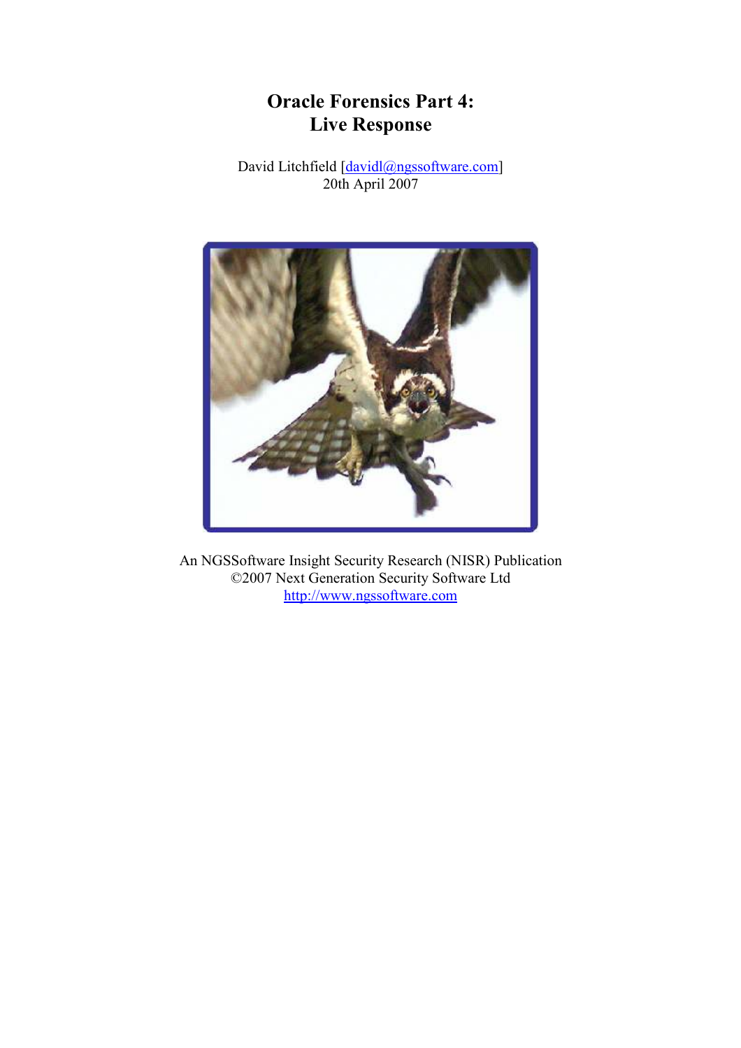# Oracle Forensics Part 4: Live Response

David Litchfield [davidl@ngssoftware.com]
20th April 2007

An NGSSoftware Insight Security Research (NISR) Publication
©2007 Next Generation Security Software Ltd
http://www.ngssoftware.com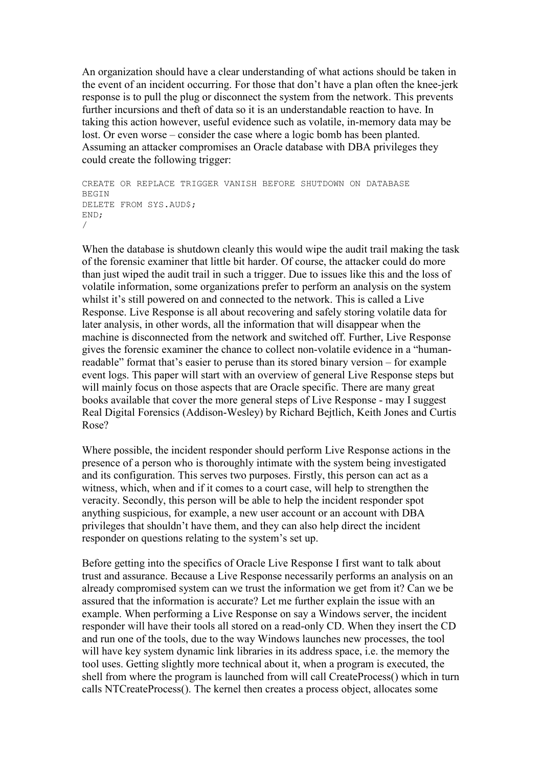An organization should have a clear understanding of what actions should be taken in the event of an incident occurring. For those that don't have a plan often the knee-jerk response is to pull the plug or disconnect the system from the network. This prevents further incursions and theft of data so it is an understandable reaction to have. In taking this action however, useful evidence such as volatile, in-memory data may be lost. Or even worse – consider the case where a logic bomb has been planted. Assuming an attacker compromises an Oracle database with DBA privileges they could create the following trigger:

```
CREATE OR REPLACE TRIGGER VANISH BEFORE SHUTDOWN ON DATABASE
BEGIN
DELETE FROM SYS.AUD$;
END;
/
```

When the database is shutdown cleanly this would wipe the audit trail making the task of the forensic examiner that little bit harder. Of course, the attacker could do more than just wiped the audit trail in such a trigger. Due to issues like this and the loss of volatile information, some organizations prefer to perform an analysis on the system whilst it's still powered on and connected to the network. This is called a Live Response. Live Response is all about recovering and safely storing volatile data for later analysis, in other words, all the information that will disappear when the machine is disconnected from the network and switched off. Further, Live Response gives the forensic examiner the chance to collect non-volatile evidence in a "human-readable" format that's easier to peruse than its stored binary version – for example event logs. This paper will start with an overview of general Live Response steps but will mainly focus on those aspects that are Oracle specific. There are many great books available that cover the more general steps of Live Response - may I suggest Real Digital Forensics (Addison-Wesley) by Richard Bejtlich, Keith Jones and Curtis Rose?

Where possible, the incident responder should perform Live Response actions in the presence of a person who is thoroughly intimate with the system being investigated and its configuration. This serves two purposes. Firstly, this person can act as a witness, which, when and if it comes to a court case, will help to strengthen the veracity. Secondly, this person will be able to help the incident responder spot anything suspicious, for example, a new user account or an account with DBA privileges that shouldn't have them, and they can also help direct the incident responder on questions relating to the system's set up.

Before getting into the specifics of Oracle Live Response I first want to talk about trust and assurance. Because a Live Response necessarily performs an analysis on an already compromised system can we trust the information we get from it? Can we be assured that the information is accurate? Let me further explain the issue with an example. When performing a Live Response on say a Windows server, the incident responder will have their tools all stored on a read-only CD. When they insert the CD and run one of the tools, due to the way Windows launches new processes, the tool will have key system dynamic link libraries in its address space, i.e. the memory the tool uses. Getting slightly more technical about it, when a program is executed, the shell from where the program is launched from will call CreateProcess() which in turn calls NTCreateProcess(). The kernel then creates a process object, allocates some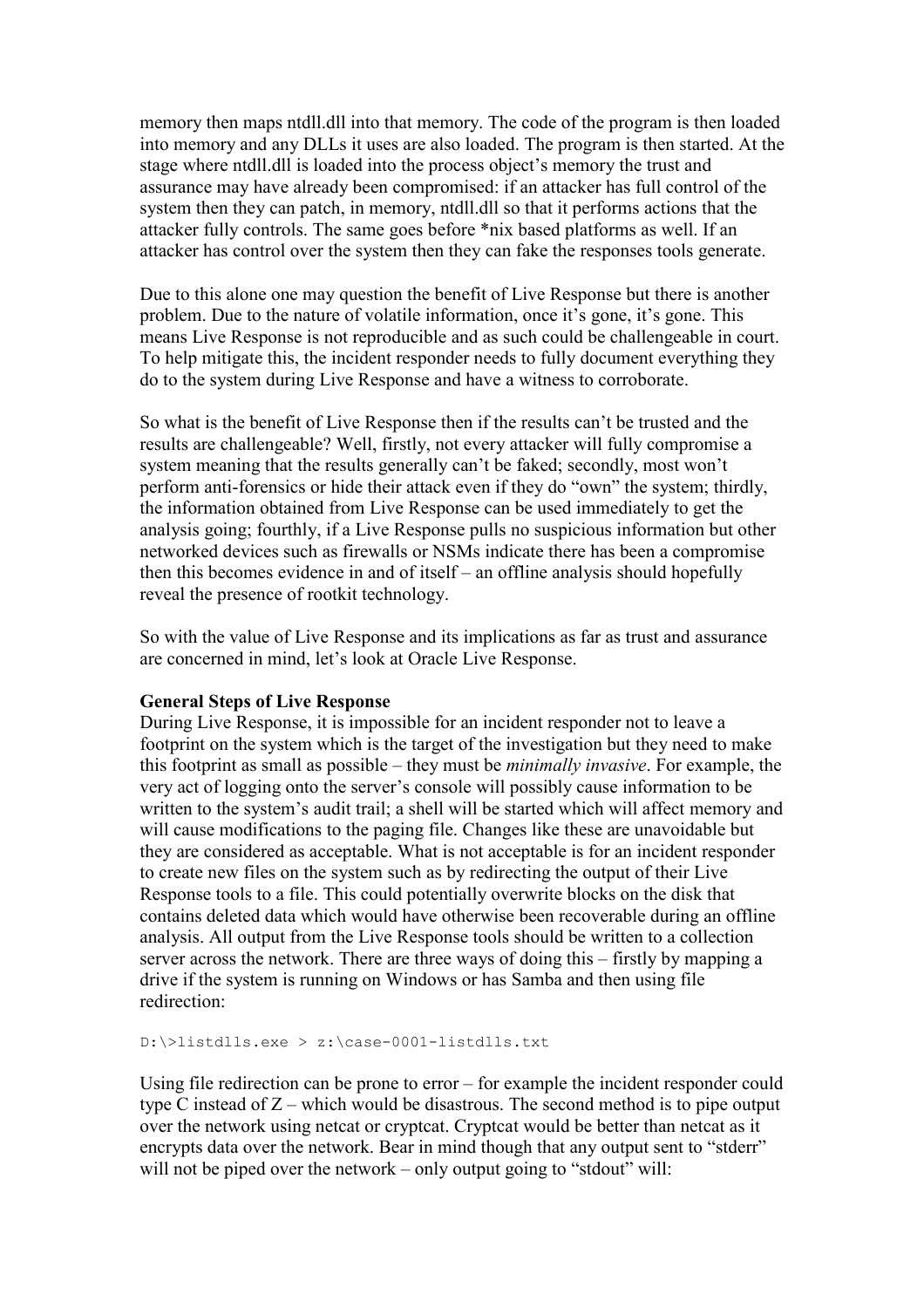memory then maps ntdll.dll into that memory. The code of the program is then loaded into memory and any DLLs it uses are also loaded. The program is then started. At the stage where ntdll.dll is loaded into the process object's memory the trust and assurance may have already been compromised: if an attacker has full control of the system then they can patch, in memory, ntdll.dll so that it performs actions that the attacker fully controls. The same goes before *nix based platforms as well. If an attacker has control over the system then they can fake the responses tools generate.

Due to this alone one may question the benefit of Live Response but there is another problem. Due to the nature of volatile information, once it's gone, it's gone. This means Live Response is not reproducible and as such could be challengeable in court. To help mitigate this, the incident responder needs to fully document everything they do to the system during Live Response and have a witness to corroborate.

So what is the benefit of Live Response then if the results can't be trusted and the results are challengeable? Well, firstly, not every attacker will fully compromise a system meaning that the results generally can't be faked; secondly, most won't perform anti-forensics or hide their attack even if they do "own" the system; thirdly, the information obtained from Live Response can be used immediately to get the analysis going; fourthly, if a Live Response pulls no suspicious information but other networked devices such as firewalls or NSMs indicate there has been a compromise then this becomes evidence in and of itself – an offline analysis should hopefully reveal the presence of rootkit technology.

So with the value of Live Response and its implications as far as trust and assurance are concerned in mind, let's look at Oracle Live Response.

**General Steps of Live Response**

During Live Response, it is impossible for an incident responder not to leave a footprint on the system which is the target of the investigation but they need to make this footprint as small as possible – they must be *minimally invasive*. For example, the very act of logging onto the server's console will possibly cause information to be written to the system's audit trail; a shell will be started which will affect memory and will cause modifications to the paging file. Changes like these are unavoidable but they are considered as acceptable. What is not acceptable is for an incident responder to create new files on the system such as by redirecting the output of their Live Response tools to a file. This could potentially overwrite blocks on the disk that contains deleted data which would have otherwise been recoverable during an offline analysis. All output from the Live Response tools should be written to a collection server across the network. There are three ways of doing this – firstly by mapping a drive if the system is running on Windows or has Samba and then using file redirection:

```
D:\>listdlls.exe > z:\case-0001-listdlls.txt
```

Using file redirection can be prone to error – for example the incident responder could type C instead of Z – which would be disastrous. The second method is to pipe output over the network using netcat or cryptcat. Cryptcat would be better than netcat as it encrypts data over the network. Bear in mind though that any output sent to "stderr" will not be piped over the network – only output going to "stdout" will: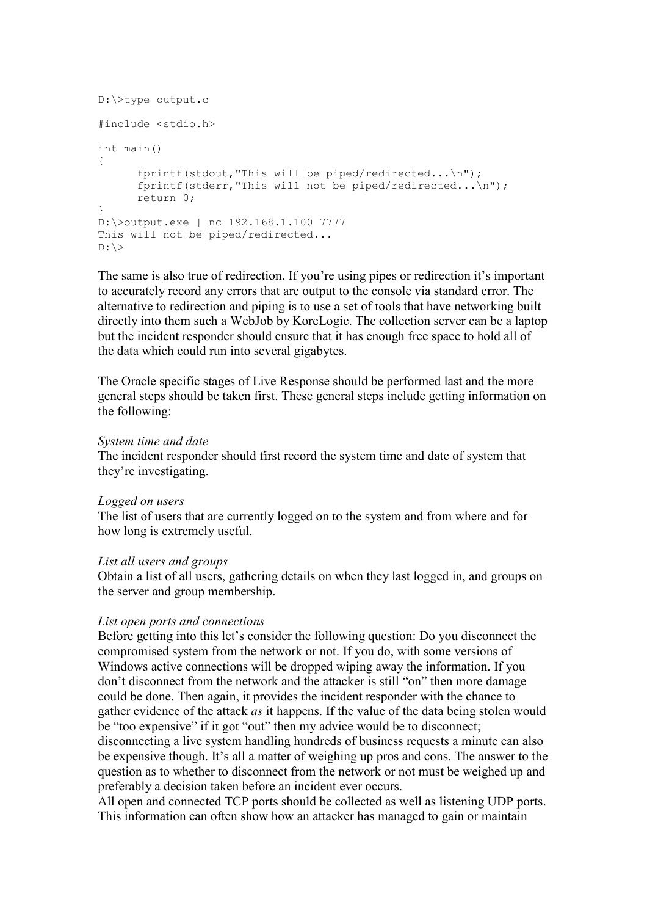```
D:\>type output.c

#include <stdio.h>

int main()
{
      fprintf(stdout,"This will be piped/redirected...\n");
      fprintf(stderr,"This will not be piped/redirected...\n");
      return 0;
}
D:\>output.exe | nc 192.168.1.100 7777
This will not be piped/redirected...
D:\>
```

The same is also true of redirection. If you're using pipes or redirection it's important to accurately record any errors that are output to the console via standard error. The alternative to redirection and piping is to use a set of tools that have networking built directly into them such a WebJob by KoreLogic. The collection server can be a laptop but the incident responder should ensure that it has enough free space to hold all of the data which could run into several gigabytes.

The Oracle specific stages of Live Response should be performed last and the more general steps should be taken first. These general steps include getting information on the following:

*System time and date*
The incident responder should first record the system time and date of system that they're investigating.

*Logged on users*
The list of users that are currently logged on to the system and from where and for how long is extremely useful.

*List all users and groups*
Obtain a list of all users, gathering details on when they last logged in, and groups on the server and group membership.

*List open ports and connections*
Before getting into this let's consider the following question: Do you disconnect the compromised system from the network or not. If you do, with some versions of Windows active connections will be dropped wiping away the information. If you don't disconnect from the network and the attacker is still "on" then more damage could be done. Then again, it provides the incident responder with the chance to gather evidence of the attack *as* it happens. If the value of the data being stolen would be "too expensive" if it got "out" then my advice would be to disconnect; disconnecting a live system handling hundreds of business requests a minute can also be expensive though. It's all a matter of weighing up pros and cons. The answer to the question as to whether to disconnect from the network or not must be weighed up and preferably a decision taken before an incident ever occurs.
All open and connected TCP ports should be collected as well as listening UDP ports. This information can often show how an attacker has managed to gain or maintain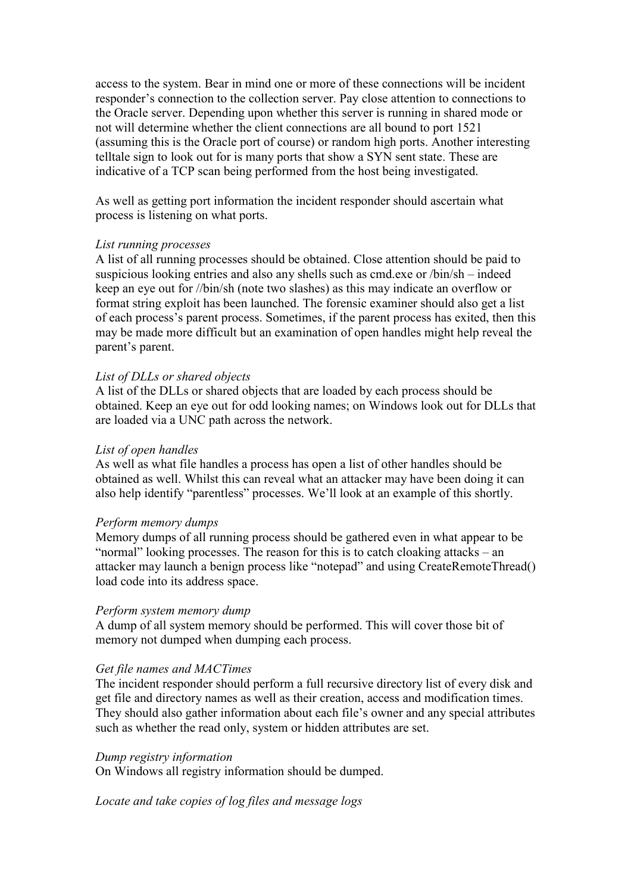access to the system. Bear in mind one or more of these connections will be incident responder's connection to the collection server. Pay close attention to connections to the Oracle server. Depending upon whether this server is running in shared mode or not will determine whether the client connections are all bound to port 1521 (assuming this is the Oracle port of course) or random high ports. Another interesting telltale sign to look out for is many ports that show a SYN sent state. These are indicative of a TCP scan being performed from the host being investigated.

As well as getting port information the incident responder should ascertain what process is listening on what ports.

*List running processes*

A list of all running processes should be obtained. Close attention should be paid to suspicious looking entries and also any shells such as cmd.exe or /bin/sh – indeed keep an eye out for //bin/sh (note two slashes) as this may indicate an overflow or format string exploit has been launched. The forensic examiner should also get a list of each process's parent process. Sometimes, if the parent process has exited, then this may be made more difficult but an examination of open handles might help reveal the parent's parent.

*List of DLLs or shared objects*

A list of the DLLs or shared objects that are loaded by each process should be obtained. Keep an eye out for odd looking names; on Windows look out for DLLs that are loaded via a UNC path across the network.

*List of open handles*

As well as what file handles a process has open a list of other handles should be obtained as well. Whilst this can reveal what an attacker may have been doing it can also help identify "parentless" processes. We'll look at an example of this shortly.

*Perform memory dumps*

Memory dumps of all running process should be gathered even in what appear to be "normal" looking processes. The reason for this is to catch cloaking attacks – an attacker may launch a benign process like "notepad" and using CreateRemoteThread() load code into its address space.

*Perform system memory dump*

A dump of all system memory should be performed. This will cover those bit of memory not dumped when dumping each process.

*Get file names and MACTimes*

The incident responder should perform a full recursive directory list of every disk and get file and directory names as well as their creation, access and modification times. They should also gather information about each file's owner and any special attributes such as whether the read only, system or hidden attributes are set.

*Dump registry information*

On Windows all registry information should be dumped.

*Locate and take copies of log files and message logs*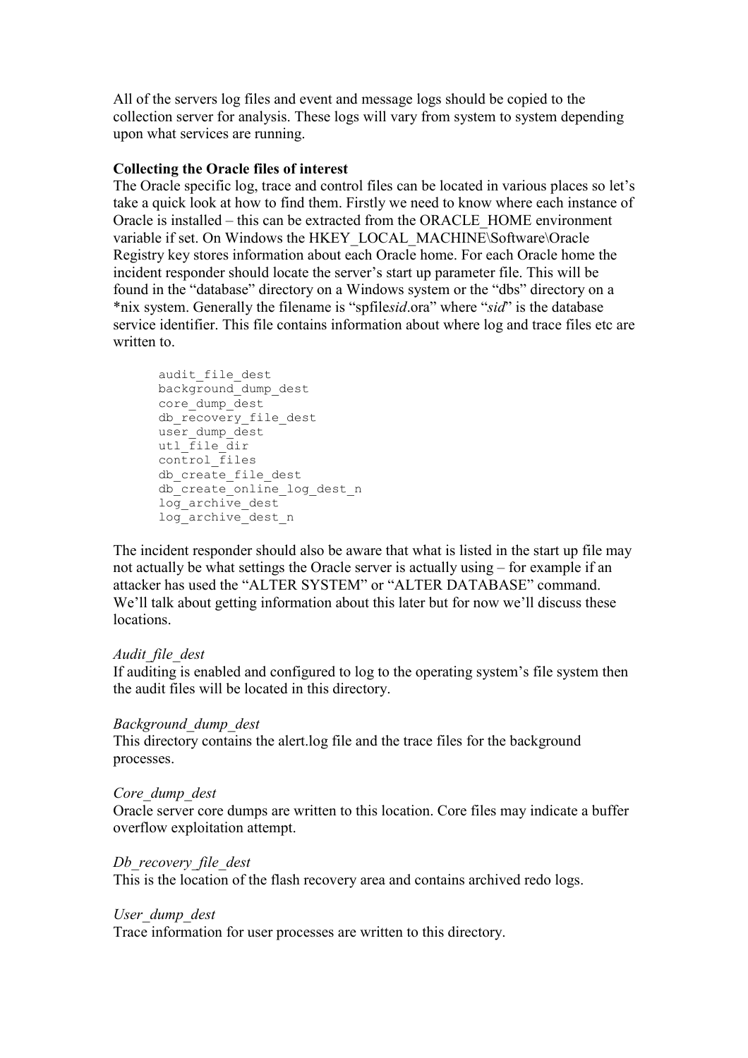All of the servers log files and event and message logs should be copied to the collection server for analysis. These logs will vary from system to system depending upon what services are running.

**Collecting the Oracle files of interest**

The Oracle specific log, trace and control files can be located in various places so let's take a quick look at how to find them. Firstly we need to know where each instance of Oracle is installed – this can be extracted from the ORACLE_HOME environment variable if set. On Windows the HKEY_LOCAL_MACHINE\Software\Oracle Registry key stores information about each Oracle home. For each Oracle home the incident responder should locate the server's start up parameter file. This will be found in the "database" directory on a Windows system or the "dbs" directory on a *nix system. Generally the filename is "spfile*sid*.ora" where "*sid*" is the database service identifier. This file contains information about where log and trace files etc are written to.

```
audit_file_dest
background_dump_dest
core_dump_dest
db_recovery_file_dest
user_dump_dest
utl_file_dir
control_files
db_create_file_dest
db_create_online_log_dest_n
log_archive_dest
log_archive_dest_n
```

The incident responder should also be aware that what is listed in the start up file may not actually be what settings the Oracle server is actually using – for example if an attacker has used the "ALTER SYSTEM" or "ALTER DATABASE" command. We'll talk about getting information about this later but for now we'll discuss these locations.

*Audit_file_dest*

If auditing is enabled and configured to log to the operating system's file system then the audit files will be located in this directory.

*Background_dump_dest*

This directory contains the alert.log file and the trace files for the background processes.

*Core_dump_dest*

Oracle server core dumps are written to this location. Core files may indicate a buffer overflow exploitation attempt.

*Db_recovery_file_dest*

This is the location of the flash recovery area and contains archived redo logs.

*User_dump_dest*

Trace information for user processes are written to this directory.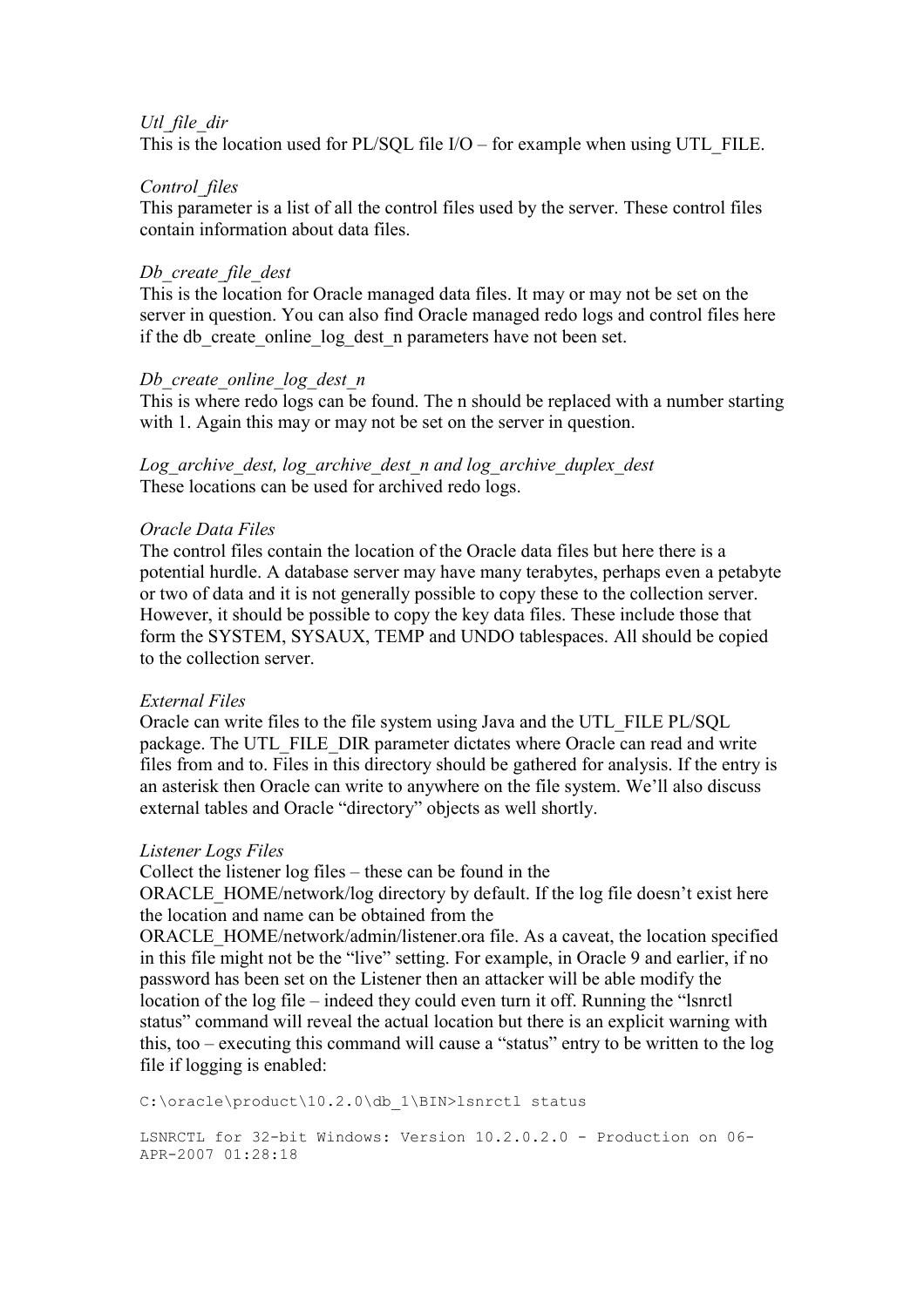*Utl_file_dir*
This is the location used for PL/SQL file I/O – for example when using UTL_FILE.

*Control_files*
This parameter is a list of all the control files used by the server. These control files contain information about data files.

*Db_create_file_dest*
This is the location for Oracle managed data files. It may or may not be set on the server in question. You can also find Oracle managed redo logs and control files here if the db_create_online_log_dest_n parameters have not been set.

*Db_create_online_log_dest_n*
This is where redo logs can be found. The n should be replaced with a number starting with 1. Again this may or may not be set on the server in question.

*Log_archive_dest, log_archive_dest_n and log_archive_duplex_dest*
These locations can be used for archived redo logs.

*Oracle Data Files*
The control files contain the location of the Oracle data files but here there is a potential hurdle. A database server may have many terabytes, perhaps even a petabyte or two of data and it is not generally possible to copy these to the collection server. However, it should be possible to copy the key data files. These include those that form the SYSTEM, SYSAUX, TEMP and UNDO tablespaces. All should be copied to the collection server.

*External Files*
Oracle can write files to the file system using Java and the UTL_FILE PL/SQL package. The UTL_FILE_DIR parameter dictates where Oracle can read and write files from and to. Files in this directory should be gathered for analysis. If the entry is an asterisk then Oracle can write to anywhere on the file system. We'll also discuss external tables and Oracle "directory" objects as well shortly.

*Listener Logs Files*
Collect the listener log files – these can be found in the ORACLE_HOME/network/log directory by default. If the log file doesn't exist here the location and name can be obtained from the ORACLE_HOME/network/admin/listener.ora file. As a caveat, the location specified in this file might not be the "live" setting. For example, in Oracle 9 and earlier, if no password has been set on the Listener then an attacker will be able modify the location of the log file – indeed they could even turn it off. Running the "lsnrctl status" command will reveal the actual location but there is an explicit warning with this, too – executing this command will cause a "status" entry to be written to the log file if logging is enabled:

```
C:\oracle\product\10.2.0\db_1\BIN>lsnrctl status

LSNRCTL for 32-bit Windows: Version 10.2.0.2.0 - Production on 06-
APR-2007 01:28:18
```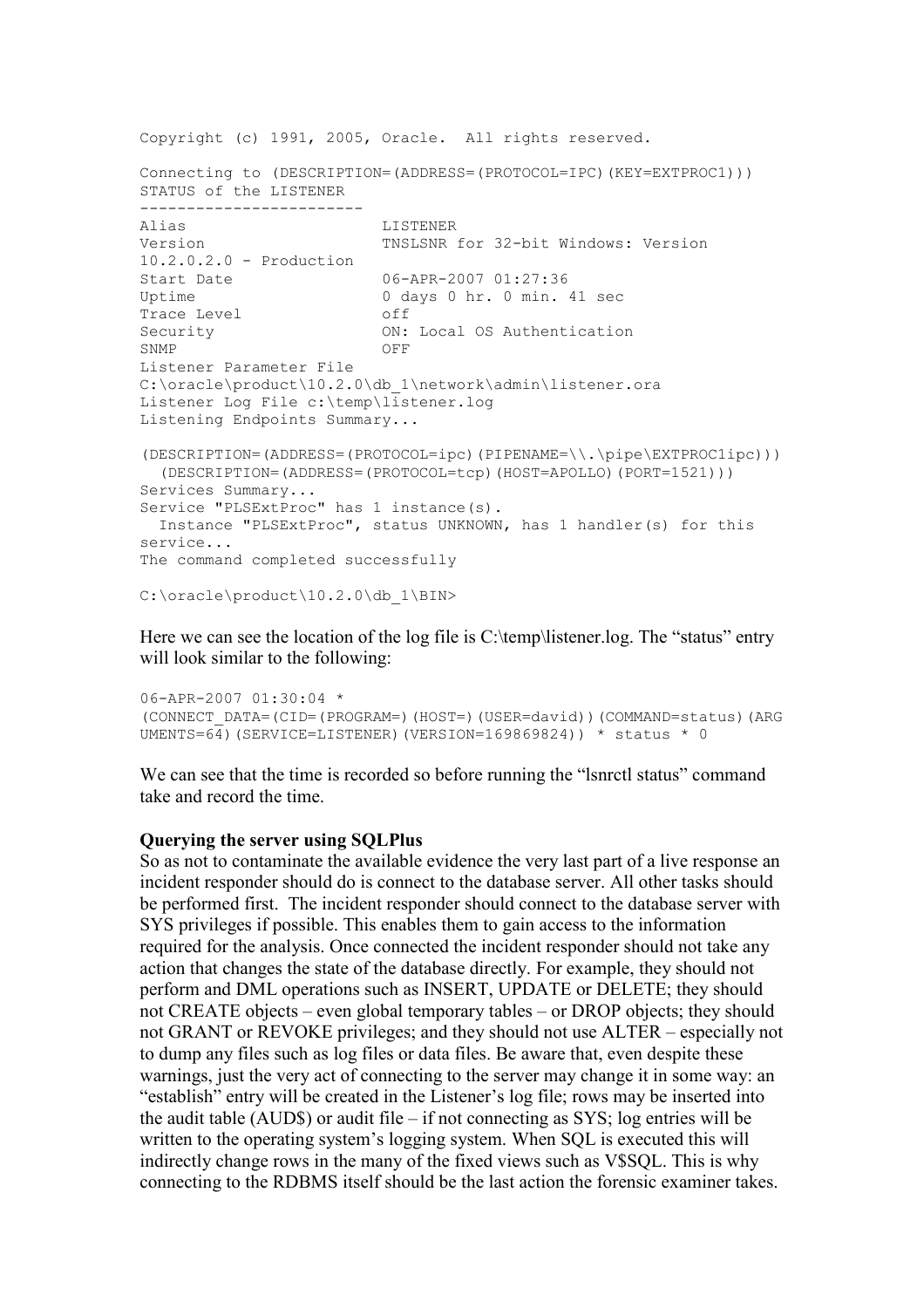```
Copyright (c) 1991, 2005, Oracle.  All rights reserved.

Connecting to (DESCRIPTION=(ADDRESS=(PROTOCOL=IPC)(KEY=EXTPROC1)))
STATUS of the LISTENER
------------------------
Alias                     LISTENER
Version                   TNSLSNR for 32-bit Windows: Version
10.2.0.2.0 - Production
Start Date                06-APR-2007 01:27:36
Uptime                    0 days 0 hr. 0 min. 41 sec
Trace Level               off
Security                  ON: Local OS Authentication
SNMP                      OFF
Listener Parameter File
C:\oracle\product\10.2.0\db_1\network\admin\listener.ora
Listener Log File c:\temp\listener.log
Listening Endpoints Summary...

(DESCRIPTION=(ADDRESS=(PROTOCOL=ipc)(PIPENAME=\\.\pipe\EXTPROC1ipc)))
  (DESCRIPTION=(ADDRESS=(PROTOCOL=tcp)(HOST=APOLLO)(PORT=1521)))
Services Summary...
Service "PLSExtProc" has 1 instance(s).
  Instance "PLSExtProc", status UNKNOWN, has 1 handler(s) for this
service...
The command completed successfully

C:\oracle\product\10.2.0\db_1\BIN>
```

Here we can see the location of the log file is C:\temp\listener.log. The "status" entry will look similar to the following:

```
06-APR-2007 01:30:04 *
(CONNECT_DATA=(CID=(PROGRAM=)(HOST=)(USER=david))(COMMAND=status)(ARG
UMENTS=64)(SERVICE=LISTENER)(VERSION=169869824)) * status * 0
```

We can see that the time is recorded so before running the "lsnrctl status" command take and record the time.

**Querying the server using SQLPlus**

So as not to contaminate the available evidence the very last part of a live response an incident responder should do is connect to the database server. All other tasks should be performed first. The incident responder should connect to the database server with SYS privileges if possible. This enables them to gain access to the information required for the analysis. Once connected the incident responder should not take any action that changes the state of the database directly. For example, they should not perform and DML operations such as INSERT, UPDATE or DELETE; they should not CREATE objects – even global temporary tables – or DROP objects; they should not GRANT or REVOKE privileges; and they should not use ALTER – especially not to dump any files such as log files or data files. Be aware that, even despite these warnings, just the very act of connecting to the server may change it in some way: an "establish" entry will be created in the Listener's log file; rows may be inserted into the audit table (AUD$) or audit file – if not connecting as SYS; log entries will be written to the operating system's logging system. When SQL is executed this will indirectly change rows in the many of the fixed views such as V$SQL. This is why connecting to the RDBMS itself should be the last action the forensic examiner takes.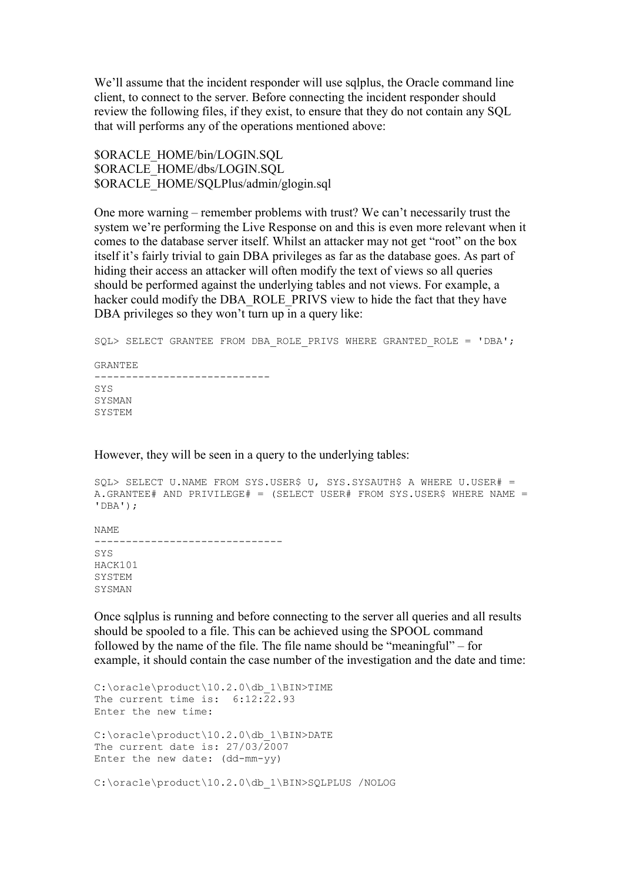We'll assume that the incident responder will use sqlplus, the Oracle command line client, to connect to the server. Before connecting the incident responder should review the following files, if they exist, to ensure that they do not contain any SQL that will performs any of the operations mentioned above:

$ORACLE_HOME/bin/LOGIN.SQL
$ORACLE_HOME/dbs/LOGIN.SQL
$ORACLE_HOME/SQLPlus/admin/glogin.sql

One more warning – remember problems with trust? We can't necessarily trust the system we're performing the Live Response on and this is even more relevant when it comes to the database server itself. Whilst an attacker may not get "root" on the box itself it's fairly trivial to gain DBA privileges as far as the database goes. As part of hiding their access an attacker will often modify the text of views so all queries should be performed against the underlying tables and not views. For example, a hacker could modify the DBA_ROLE_PRIVS view to hide the fact that they have DBA privileges so they won't turn up in a query like:

```
SQL> SELECT GRANTEE FROM DBA_ROLE_PRIVS WHERE GRANTED_ROLE = 'DBA';

GRANTEE
----------------------------
SYS
SYSMAN
SYSTEM
```

However, they will be seen in a query to the underlying tables:

```
SQL> SELECT U.NAME FROM SYS.USER$ U, SYS.SYSAUTH$ A WHERE U.USER# =
A.GRANTEE# AND PRIVILEGE# = (SELECT USER# FROM SYS.USER$ WHERE NAME =
'DBA');

NAME
------------------------------
SYS
HACK101
SYSTEM
SYSMAN
```

Once sqlplus is running and before connecting to the server all queries and all results should be spooled to a file. This can be achieved using the SPOOL command followed by the name of the file. The file name should be "meaningful" – for example, it should contain the case number of the investigation and the date and time:

```
C:\oracle\product\10.2.0\db_1\BIN>TIME
The current time is:  6:12:22.93
Enter the new time:

C:\oracle\product\10.2.0\db_1\BIN>DATE
The current date is: 27/03/2007
Enter the new date: (dd-mm-yy)

C:\oracle\product\10.2.0\db_1\BIN>SQLPLUS /NOLOG
```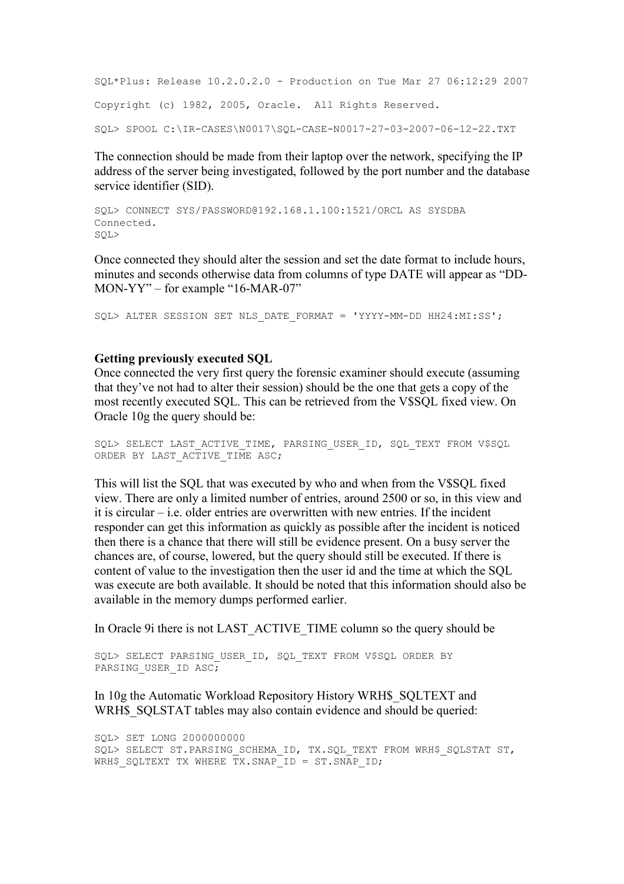```
SQL*Plus: Release 10.2.0.2.0 - Production on Tue Mar 27 06:12:29 2007

Copyright (c) 1982, 2005, Oracle.  All Rights Reserved.

SQL> SPOOL C:\IR-CASES\N0017\SQL-CASE-N0017-27-03-2007-06-12-22.TXT
```

The connection should be made from their laptop over the network, specifying the IP address of the server being investigated, followed by the port number and the database service identifier (SID).

```
SQL> CONNECT SYS/PASSWORD@192.168.1.100:1521/ORCL AS SYSDBA
Connected.
SQL>
```

Once connected they should alter the session and set the date format to include hours, minutes and seconds otherwise data from columns of type DATE will appear as "DD-MON-YY" – for example "16-MAR-07"

```
SQL> ALTER SESSION SET NLS_DATE_FORMAT = 'YYYY-MM-DD HH24:MI:SS';
```

**Getting previously executed SQL**

Once connected the very first query the forensic examiner should execute (assuming that they've not had to alter their session) should be the one that gets a copy of the most recently executed SQL. This can be retrieved from the V$SQL fixed view. On Oracle 10g the query should be:

```
SQL> SELECT LAST_ACTIVE_TIME, PARSING_USER_ID, SQL_TEXT FROM V$SQL
ORDER BY LAST_ACTIVE_TIME ASC;
```

This will list the SQL that was executed by who and when from the V$SQL fixed view. There are only a limited number of entries, around 2500 or so, in this view and it is circular – i.e. older entries are overwritten with new entries. If the incident responder can get this information as quickly as possible after the incident is noticed then there is a chance that there will still be evidence present. On a busy server the chances are, of course, lowered, but the query should still be executed. If there is content of value to the investigation then the user id and the time at which the SQL was execute are both available. It should be noted that this information should also be available in the memory dumps performed earlier.

In Oracle 9i there is not LAST_ACTIVE_TIME column so the query should be

```
SQL> SELECT PARSING_USER_ID, SQL_TEXT FROM V$SQL ORDER BY
PARSING_USER_ID ASC;
```

In 10g the Automatic Workload Repository History WRH$_SQLTEXT and WRH$_SQLSTAT tables may also contain evidence and should be queried:

```
SQL> SET LONG 2000000000
SQL> SELECT ST.PARSING_SCHEMA_ID, TX.SQL_TEXT FROM WRH$_SQLSTAT ST,
WRH$_SQLTEXT TX WHERE TX.SNAP_ID = ST.SNAP_ID;
```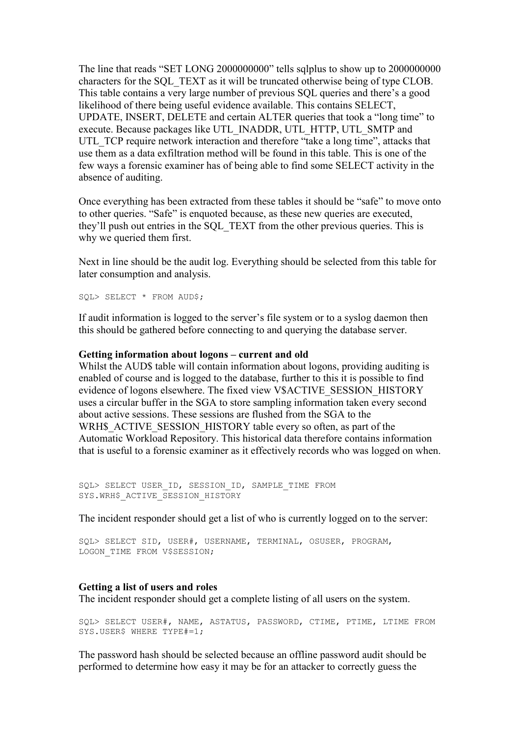The line that reads "SET LONG 2000000000" tells sqlplus to show up to 2000000000 characters for the SQL_TEXT as it will be truncated otherwise being of type CLOB. This table contains a very large number of previous SQL queries and there's a good likelihood of there being useful evidence available. This contains SELECT, UPDATE, INSERT, DELETE and certain ALTER queries that took a "long time" to execute. Because packages like UTL_INADDR, UTL_HTTP, UTL_SMTP and UTL_TCP require network interaction and therefore "take a long time", attacks that use them as a data exfiltration method will be found in this table. This is one of the few ways a forensic examiner has of being able to find some SELECT activity in the absence of auditing.

Once everything has been extracted from these tables it should be "safe" to move onto to other queries. "Safe" is enquoted because, as these new queries are executed, they'll push out entries in the SQL_TEXT from the other previous queries. This is why we queried them first.

Next in line should be the audit log. Everything should be selected from this table for later consumption and analysis.

```
SQL> SELECT * FROM AUD$;
```

If audit information is logged to the server's file system or to a syslog daemon then this should be gathered before connecting to and querying the database server.

**Getting information about logons – current and old**

Whilst the AUD$ table will contain information about logons, providing auditing is enabled of course and is logged to the database, further to this it is possible to find evidence of logons elsewhere. The fixed view V$ACTIVE_SESSION_HISTORY uses a circular buffer in the SGA to store sampling information taken every second about active sessions. These sessions are flushed from the SGA to the WRH$_ACTIVE_SESSION_HISTORY table every so often, as part of the Automatic Workload Repository. This historical data therefore contains information that is useful to a forensic examiner as it effectively records who was logged on when.

```
SQL> SELECT USER_ID, SESSION_ID, SAMPLE_TIME FROM
SYS.WRH$_ACTIVE_SESSION_HISTORY
```

The incident responder should get a list of who is currently logged on to the server:

```
SQL> SELECT SID, USER#, USERNAME, TERMINAL, OSUSER, PROGRAM,
LOGON_TIME FROM V$SESSION;
```

**Getting a list of users and roles**

The incident responder should get a complete listing of all users on the system.

```
SQL> SELECT USER#, NAME, ASTATUS, PASSWORD, CTIME, PTIME, LTIME FROM
SYS.USER$ WHERE TYPE#=1;
```

The password hash should be selected because an offline password audit should be performed to determine how easy it may be for an attacker to correctly guess the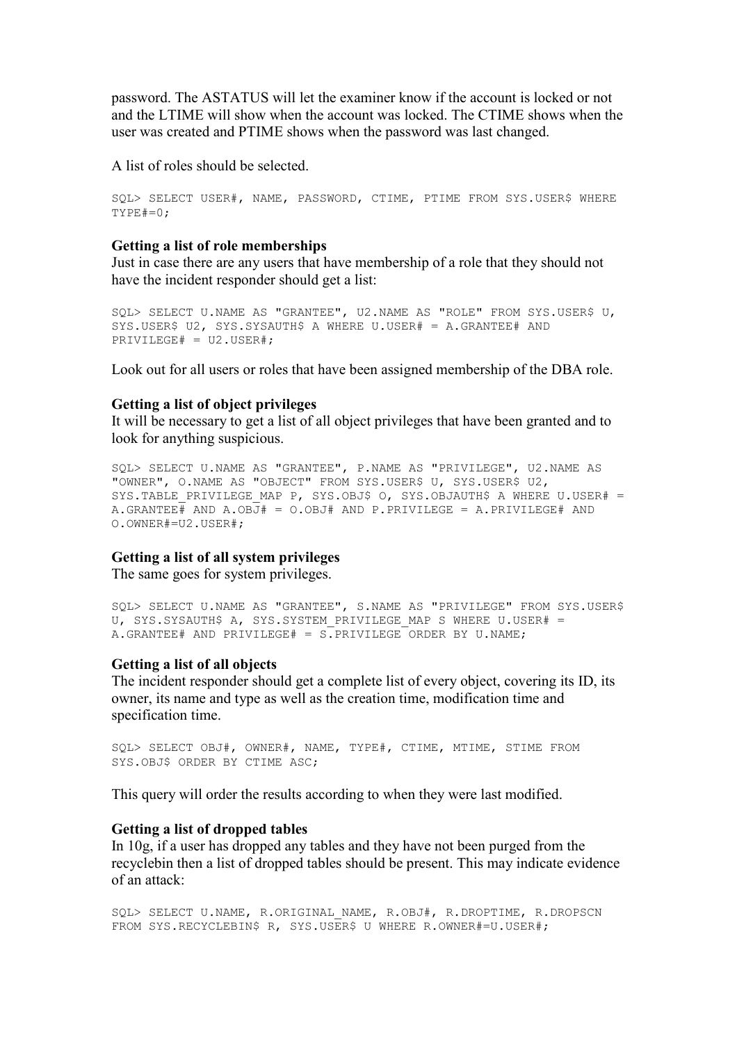password. The ASTATUS will let the examiner know if the account is locked or not and the LTIME will show when the account was locked. The CTIME shows when the user was created and PTIME shows when the password was last changed.

A list of roles should be selected.

```
SQL> SELECT USER#, NAME, PASSWORD, CTIME, PTIME FROM SYS.USER$ WHERE
TYPE#=0;
```

**Getting a list of role memberships**

Just in case there are any users that have membership of a role that they should not have the incident responder should get a list:

```
SQL> SELECT U.NAME AS "GRANTEE", U2.NAME AS "ROLE" FROM SYS.USER$ U,
SYS.USER$ U2, SYS.SYSAUTH$ A WHERE U.USER# = A.GRANTEE# AND
PRIVILEGE# = U2.USER#;
```

Look out for all users or roles that have been assigned membership of the DBA role.

**Getting a list of object privileges**

It will be necessary to get a list of all object privileges that have been granted and to look for anything suspicious.

```
SQL> SELECT U.NAME AS "GRANTEE", P.NAME AS "PRIVILEGE", U2.NAME AS
"OWNER", O.NAME AS "OBJECT" FROM SYS.USER$ U, SYS.USER$ U2,
SYS.TABLE_PRIVILEGE_MAP P, SYS.OBJ$ O, SYS.OBJAUTH$ A WHERE U.USER# =
A.GRANTEE# AND A.OBJ# = O.OBJ# AND P.PRIVILEGE = A.PRIVILEGE# AND
O.OWNER#=U2.USER#;
```

**Getting a list of all system privileges**

The same goes for system privileges.

```
SQL> SELECT U.NAME AS "GRANTEE", S.NAME AS "PRIVILEGE" FROM SYS.USER$
U, SYS.SYSAUTH$ A, SYS.SYSTEM_PRIVILEGE_MAP S WHERE U.USER# =
A.GRANTEE# AND PRIVILEGE# = S.PRIVILEGE ORDER BY U.NAME;
```

**Getting a list of all objects**

The incident responder should get a complete list of every object, covering its ID, its owner, its name and type as well as the creation time, modification time and specification time.

```
SQL> SELECT OBJ#, OWNER#, NAME, TYPE#, CTIME, MTIME, STIME FROM
SYS.OBJ$ ORDER BY CTIME ASC;
```

This query will order the results according to when they were last modified.

**Getting a list of dropped tables**

In 10g, if a user has dropped any tables and they have not been purged from the recyclebin then a list of dropped tables should be present. This may indicate evidence of an attack:

```
SQL> SELECT U.NAME, R.ORIGINAL_NAME, R.OBJ#, R.DROPTIME, R.DROPSCN
FROM SYS.RECYCLEBIN$ R, SYS.USER$ U WHERE R.OWNER#=U.USER#;
```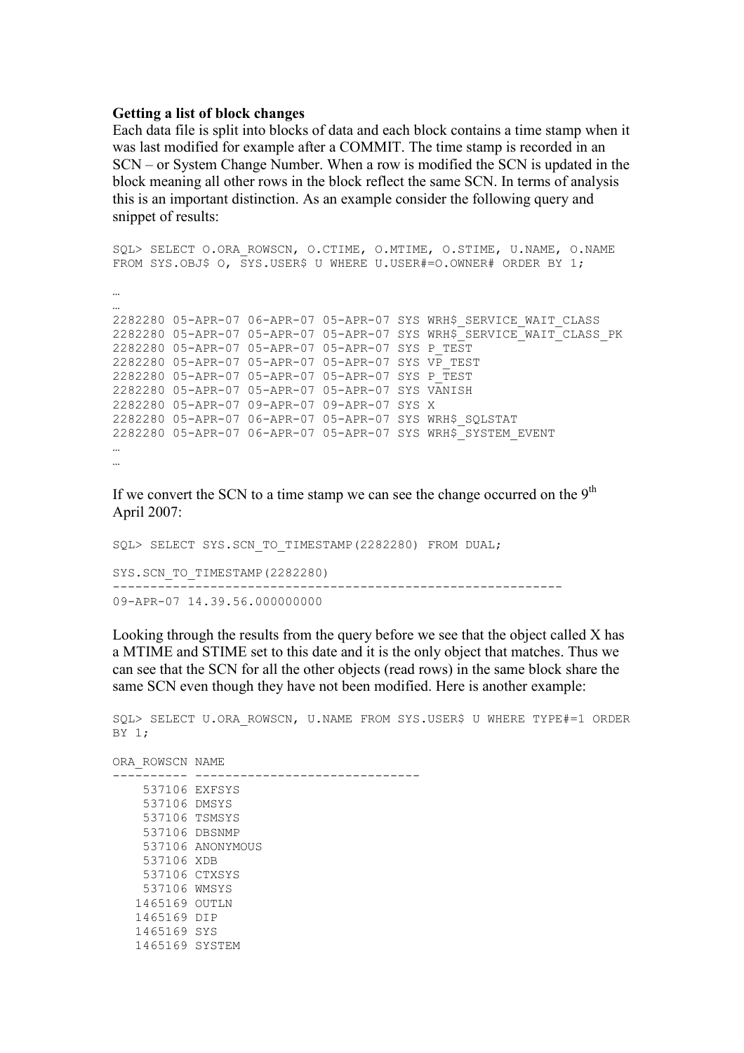**Getting a list of block changes**

Each data file is split into blocks of data and each block contains a time stamp when it was last modified for example after a COMMIT. The time stamp is recorded in an SCN – or System Change Number. When a row is modified the SCN is updated in the block meaning all other rows in the block reflect the same SCN. In terms of analysis this is an important distinction. As an example consider the following query and snippet of results:

```
SQL> SELECT O.ORA_ROWSCN, O.CTIME, O.MTIME, O.STIME, U.NAME, O.NAME
FROM SYS.OBJ$ O, SYS.USER$ U WHERE U.USER#=O.OWNER# ORDER BY 1;

…
…
2282280 05-APR-07 06-APR-07 05-APR-07 SYS WRH$_SERVICE_WAIT_CLASS
2282280 05-APR-07 05-APR-07 05-APR-07 SYS WRH$_SERVICE_WAIT_CLASS_PK
2282280 05-APR-07 05-APR-07 05-APR-07 SYS P_TEST
2282280 05-APR-07 05-APR-07 05-APR-07 SYS VP_TEST
2282280 05-APR-07 05-APR-07 05-APR-07 SYS P_TEST
2282280 05-APR-07 05-APR-07 05-APR-07 SYS VANISH
2282280 05-APR-07 09-APR-07 09-APR-07 SYS X
2282280 05-APR-07 06-APR-07 05-APR-07 SYS WRH$_SQLSTAT
2282280 05-APR-07 06-APR-07 05-APR-07 SYS WRH$_SYSTEM_EVENT
…
…
```

If we convert the SCN to a time stamp we can see the change occurred on the 9th April 2007:

```
SQL> SELECT SYS.SCN_TO_TIMESTAMP(2282280) FROM DUAL;

SYS.SCN_TO_TIMESTAMP(2282280)
-----------------------------------------------------------
09-APR-07 14.39.56.000000000
```

Looking through the results from the query before we see that the object called X has a MTIME and STIME set to this date and it is the only object that matches. Thus we can see that the SCN for all the other objects (read rows) in the same block share the same SCN even though they have not been modified. Here is another example:

```
SQL> SELECT U.ORA_ROWSCN, U.NAME FROM SYS.USER$ U WHERE TYPE#=1 ORDER
BY 1;

ORA_ROWSCN NAME
---------- ------------------------------
    537106 EXFSYS
    537106 DMSYS
    537106 TSMSYS
    537106 DBSNMP
    537106 ANONYMOUS
    537106 XDB
    537106 CTXSYS
    537106 WMSYS
   1465169 OUTLN
   1465169 DIP
   1465169 SYS
   1465169 SYSTEM
```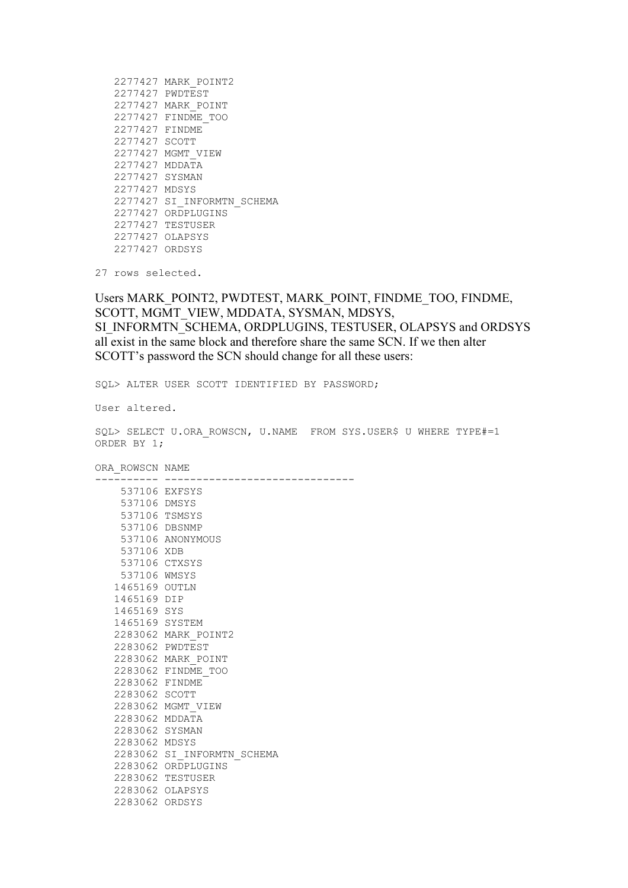```
   2277427 MARK_POINT2
   2277427 PWDTEST
   2277427 MARK_POINT
   2277427 FINDME_TOO
   2277427 FINDME
   2277427 SCOTT
   2277427 MGMT_VIEW
   2277427 MDDATA
   2277427 SYSMAN
   2277427 MDSYS
   2277427 SI_INFORMTN_SCHEMA
   2277427 ORDPLUGINS
   2277427 TESTUSER
   2277427 OLAPSYS
   2277427 ORDSYS

27 rows selected.
```

Users MARK_POINT2, PWDTEST, MARK_POINT, FINDME_TOO, FINDME, SCOTT, MGMT_VIEW, MDDATA, SYSMAN, MDSYS, SI_INFORMTN_SCHEMA, ORDPLUGINS, TESTUSER, OLAPSYS and ORDSYS all exist in the same block and therefore share the same SCN. If we then alter SCOTT's password the SCN should change for all these users:

```
SQL> ALTER USER SCOTT IDENTIFIED BY PASSWORD;

User altered.

SQL> SELECT U.ORA_ROWSCN, U.NAME  FROM SYS.USER$ U WHERE TYPE#=1
ORDER BY 1;

ORA_ROWSCN NAME
---------- ------------------------------
    537106 EXFSYS
    537106 DMSYS
    537106 TSMSYS
    537106 DBSNMP
    537106 ANONYMOUS
    537106 XDB
    537106 CTXSYS
    537106 WMSYS
   1465169 OUTLN
   1465169 DIP
   1465169 SYS
   1465169 SYSTEM
   2283062 MARK_POINT2
   2283062 PWDTEST
   2283062 MARK_POINT
   2283062 FINDME_TOO
   2283062 FINDME
   2283062 SCOTT
   2283062 MGMT_VIEW
   2283062 MDDATA
   2283062 SYSMAN
   2283062 MDSYS
   2283062 SI_INFORMTN_SCHEMA
   2283062 ORDPLUGINS
   2283062 TESTUSER
   2283062 OLAPSYS
   2283062 ORDSYS
```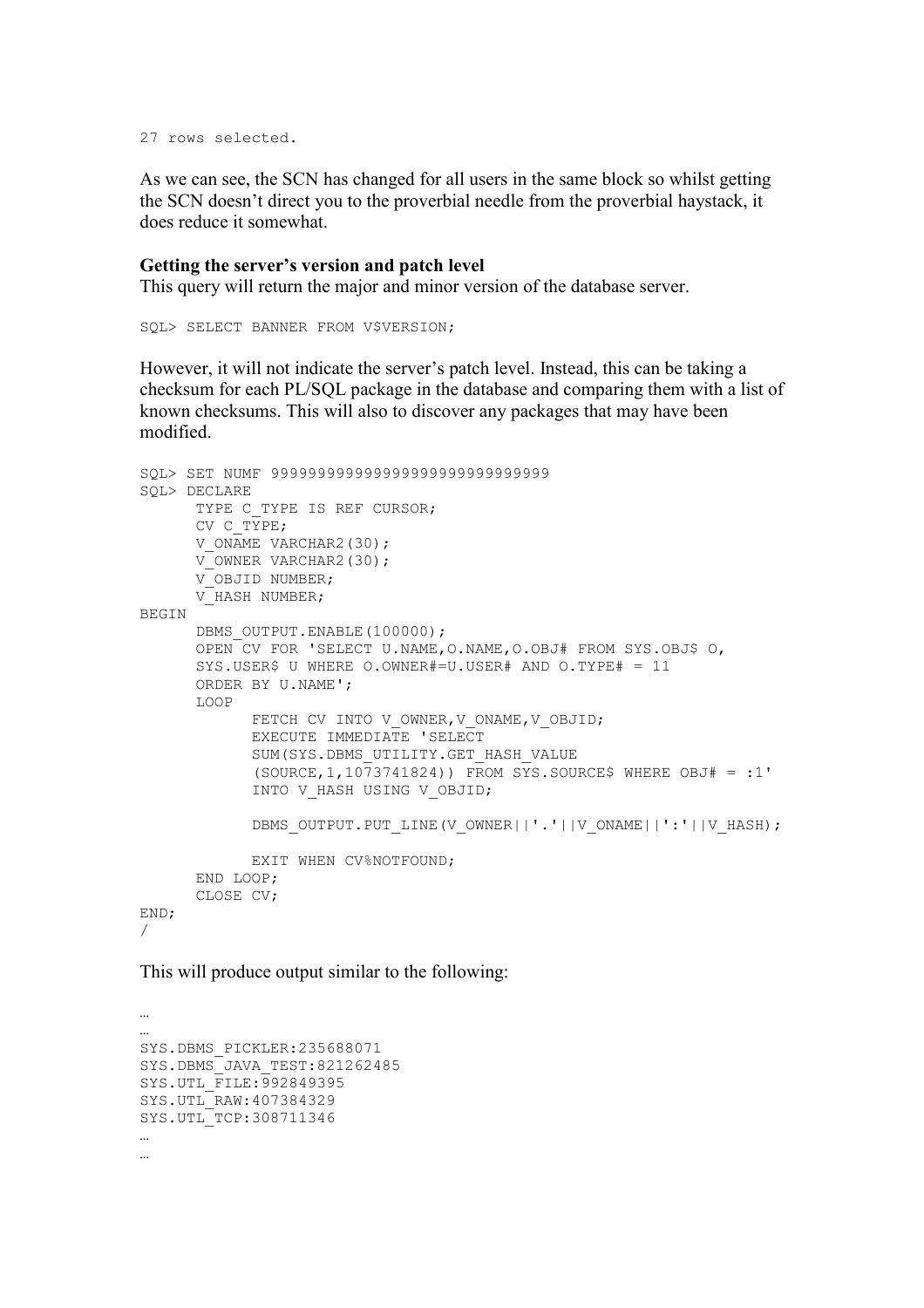```
27 rows selected.
```

As we can see, the SCN has changed for all users in the same block so whilst getting the SCN doesn't direct you to the proverbial needle from the proverbial haystack, it does reduce it somewhat.

**Getting the server's version and patch level**

This query will return the major and minor version of the database server.

```
SQL> SELECT BANNER FROM V$VERSION;
```

However, it will not indicate the server's patch level. Instead, this can be taking a checksum for each PL/SQL package in the database and comparing them with a list of known checksums. This will also to discover any packages that may have been modified.

```
SQL> SET NUMF 9999999999999999999999999999
SQL> DECLARE
      TYPE C_TYPE IS REF CURSOR;
      CV C_TYPE;
      V_ONAME VARCHAR2(30);
      V_OWNER VARCHAR2(30);
      V_OBJID NUMBER;
      V_HASH NUMBER;
BEGIN
      DBMS_OUTPUT.ENABLE(100000);
      OPEN CV FOR 'SELECT U.NAME,O.NAME,O.OBJ# FROM SYS.OBJ$ O,
      SYS.USER$ U WHERE O.OWNER#=U.USER# AND O.TYPE# = 11
      ORDER BY U.NAME';
      LOOP
            FETCH CV INTO V_OWNER,V_ONAME,V_OBJID;
            EXECUTE IMMEDIATE 'SELECT
            SUM(SYS.DBMS_UTILITY.GET_HASH_VALUE
            (SOURCE,1,1073741824)) FROM SYS.SOURCE$ WHERE OBJ# = :1'
            INTO V_HASH USING V_OBJID;

            DBMS_OUTPUT.PUT_LINE(V_OWNER||'.'||V_ONAME||':'||V_HASH);

            EXIT WHEN CV%NOTFOUND;
      END LOOP;
      CLOSE CV;
END;
/
```

This will produce output similar to the following:

```
…
…
SYS.DBMS_PICKLER:235688071
SYS.DBMS_JAVA_TEST:821262485
SYS.UTL_FILE:992849395
SYS.UTL_RAW:407384329
SYS.UTL_TCP:308711346
…
…
```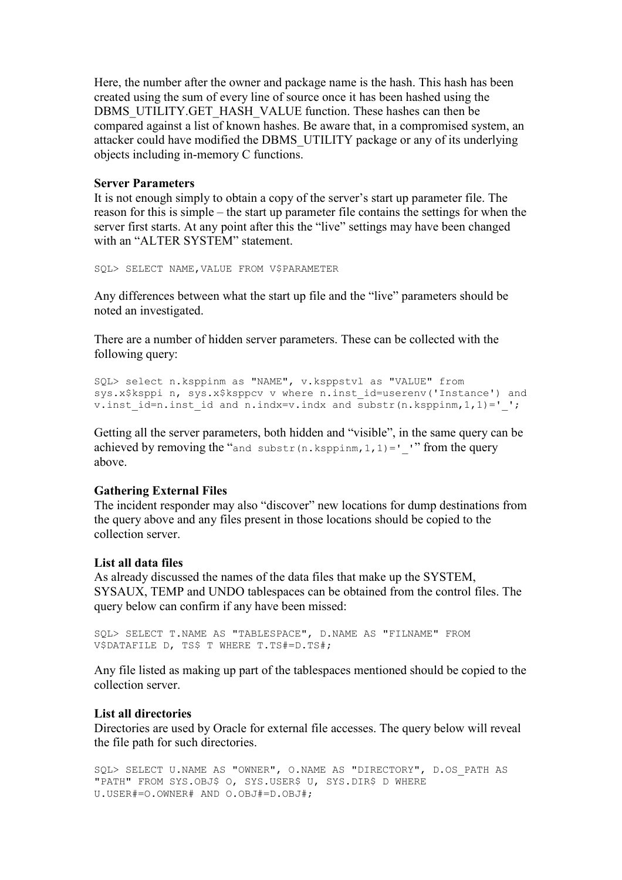Here, the number after the owner and package name is the hash. This hash has been created using the sum of every line of source once it has been hashed using the DBMS_UTILITY.GET_HASH_VALUE function. These hashes can then be compared against a list of known hashes. Be aware that, in a compromised system, an attacker could have modified the DBMS_UTILITY package or any of its underlying objects including in-memory C functions.

**Server Parameters**

It is not enough simply to obtain a copy of the server's start up parameter file. The reason for this is simple – the start up parameter file contains the settings for when the server first starts. At any point after this the "live" settings may have been changed with an "ALTER SYSTEM" statement.

```
SQL> SELECT NAME,VALUE FROM V$PARAMETER
```

Any differences between what the start up file and the "live" parameters should be noted an investigated.

There are a number of hidden server parameters. These can be collected with the following query:

```
SQL> select n.ksppinm as "NAME", v.ksppstvl as "VALUE" from
sys.x$ksppi n, sys.x$ksppcv v where n.inst_id=userenv('Instance') and
v.inst_id=n.inst_id and n.indx=v.indx and substr(n.ksppinm,1,1)='_';
```

Getting all the server parameters, both hidden and "visible", in the same query can be achieved by removing the "`and substr(n.ksppinm,1,1)='_'`" from the query above.

**Gathering External Files**

The incident responder may also "discover" new locations for dump destinations from the query above and any files present in those locations should be copied to the collection server.

**List all data files**

As already discussed the names of the data files that make up the SYSTEM, SYSAUX, TEMP and UNDO tablespaces can be obtained from the control files. The query below can confirm if any have been missed:

```
SQL> SELECT T.NAME AS "TABLESPACE", D.NAME AS "FILNAME" FROM
V$DATAFILE D, TS$ T WHERE T.TS#=D.TS#;
```

Any file listed as making up part of the tablespaces mentioned should be copied to the collection server.

**List all directories**

Directories are used by Oracle for external file accesses. The query below will reveal the file path for such directories.

```
SQL> SELECT U.NAME AS "OWNER", O.NAME AS "DIRECTORY", D.OS_PATH AS
"PATH" FROM SYS.OBJ$ O, SYS.USER$ U, SYS.DIR$ D WHERE
U.USER#=O.OWNER# AND O.OBJ#=D.OBJ#;
```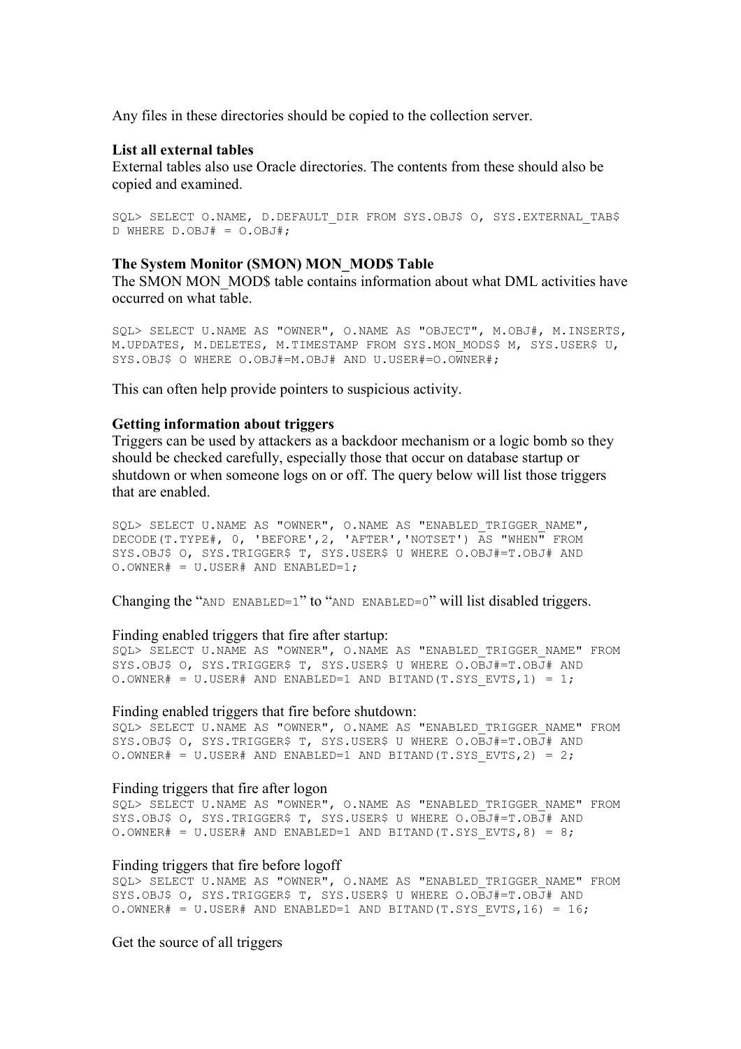Any files in these directories should be copied to the collection server.

**List all external tables**

External tables also use Oracle directories. The contents from these should also be copied and examined.

```
SQL> SELECT O.NAME, D.DEFAULT_DIR FROM SYS.OBJ$ O, SYS.EXTERNAL_TAB$
D WHERE D.OBJ# = O.OBJ#;
```

**The System Monitor (SMON) MON_MOD$ Table**

The SMON MON_MOD$ table contains information about what DML activities have occurred on what table.

```
SQL> SELECT U.NAME AS "OWNER", O.NAME AS "OBJECT", M.OBJ#, M.INSERTS,
M.UPDATES, M.DELETES, M.TIMESTAMP FROM SYS.MON_MODS$ M, SYS.USER$ U,
SYS.OBJ$ O WHERE O.OBJ#=M.OBJ# AND U.USER#=O.OWNER#;
```

This can often help provide pointers to suspicious activity.

**Getting information about triggers**

Triggers can be used by attackers as a backdoor mechanism or a logic bomb so they should be checked carefully, especially those that occur on database startup or shutdown or when someone logs on or off. The query below will list those triggers that are enabled.

```
SQL> SELECT U.NAME AS "OWNER", O.NAME AS "ENABLED_TRIGGER_NAME",
DECODE(T.TYPE#, 0, 'BEFORE',2, 'AFTER','NOTSET') AS "WHEN" FROM
SYS.OBJ$ O, SYS.TRIGGER$ T, SYS.USER$ U WHERE O.OBJ#=T.OBJ# AND
O.OWNER# = U.USER# AND ENABLED=1;
```

Changing the "`AND ENABLED=1`" to "`AND ENABLED=0`" will list disabled triggers.

Finding enabled triggers that fire after startup:

```
SQL> SELECT U.NAME AS "OWNER", O.NAME AS "ENABLED_TRIGGER_NAME" FROM
SYS.OBJ$ O, SYS.TRIGGER$ T, SYS.USER$ U WHERE O.OBJ#=T.OBJ# AND
O.OWNER# = U.USER# AND ENABLED=1 AND BITAND(T.SYS_EVTS,1) = 1;
```

Finding enabled triggers that fire before shutdown:

```
SQL> SELECT U.NAME AS "OWNER", O.NAME AS "ENABLED_TRIGGER_NAME" FROM
SYS.OBJ$ O, SYS.TRIGGER$ T, SYS.USER$ U WHERE O.OBJ#=T.OBJ# AND
O.OWNER# = U.USER# AND ENABLED=1 AND BITAND(T.SYS_EVTS,2) = 2;
```

Finding triggers that fire after logon

```
SQL> SELECT U.NAME AS "OWNER", O.NAME AS "ENABLED_TRIGGER_NAME" FROM
SYS.OBJ$ O, SYS.TRIGGER$ T, SYS.USER$ U WHERE O.OBJ#=T.OBJ# AND
O.OWNER# = U.USER# AND ENABLED=1 AND BITAND(T.SYS_EVTS,8) = 8;
```

Finding triggers that fire before logoff

```
SQL> SELECT U.NAME AS "OWNER", O.NAME AS "ENABLED_TRIGGER_NAME" FROM
SYS.OBJ$ O, SYS.TRIGGER$ T, SYS.USER$ U WHERE O.OBJ#=T.OBJ# AND
O.OWNER# = U.USER# AND ENABLED=1 AND BITAND(T.SYS_EVTS,16) = 16;
```

Get the source of all triggers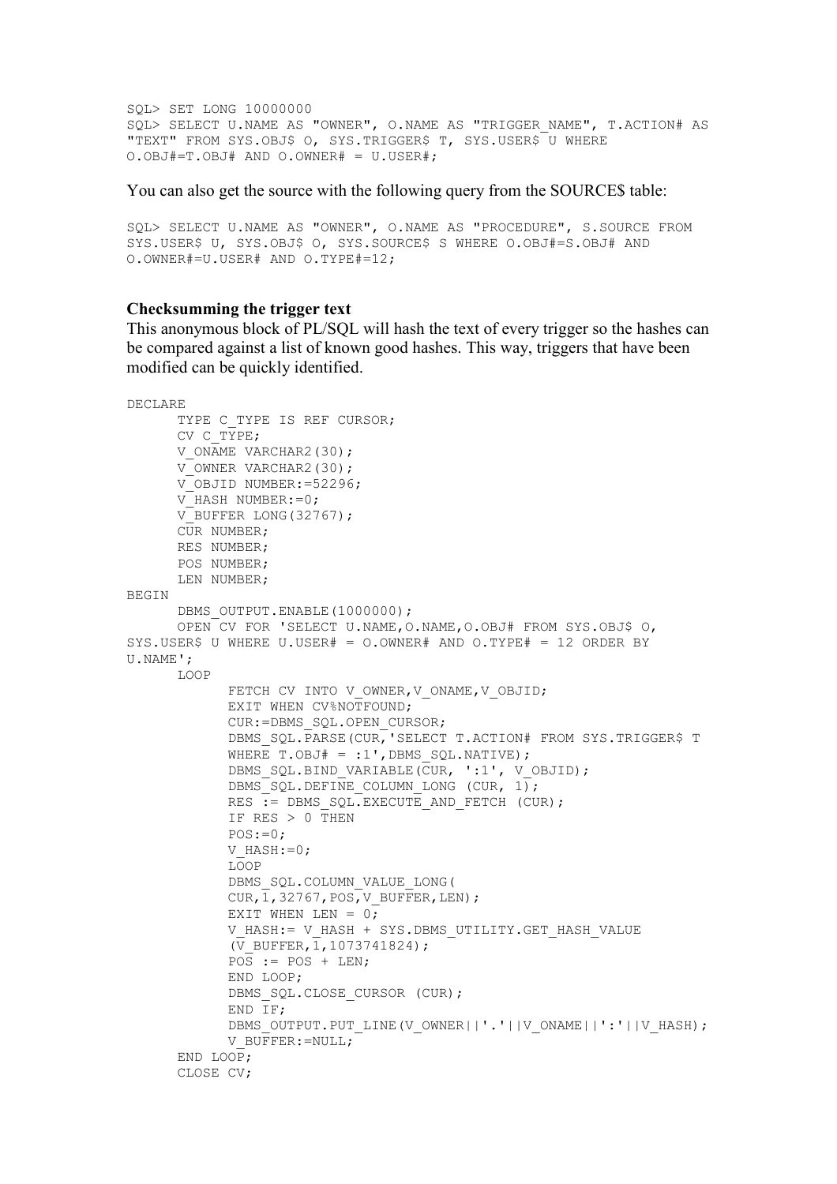```
SQL> SET LONG 10000000
SQL> SELECT U.NAME AS "OWNER", O.NAME AS "TRIGGER_NAME", T.ACTION# AS
"TEXT" FROM SYS.OBJ$ O, SYS.TRIGGER$ T, SYS.USER$ U WHERE
O.OBJ#=T.OBJ# AND O.OWNER# = U.USER#;
```

You can also get the source with the following query from the SOURCE$ table:

```
SQL> SELECT U.NAME AS "OWNER", O.NAME AS "PROCEDURE", S.SOURCE FROM
SYS.USER$ U, SYS.OBJ$ O, SYS.SOURCE$ S WHERE O.OBJ#=S.OBJ# AND
O.OWNER#=U.USER# AND O.TYPE#=12;
```

### Checksumming the trigger text

This anonymous block of PL/SQL will hash the text of every trigger so the hashes can be compared against a list of known good hashes. This way, triggers that have been modified can be quickly identified.

```
DECLARE
      TYPE C_TYPE IS REF CURSOR;
      CV C_TYPE;
      V_ONAME VARCHAR2(30);
      V_OWNER VARCHAR2(30);
      V_OBJID NUMBER:=52296;
      V_HASH NUMBER:=0;
      V_BUFFER LONG(32767);
      CUR NUMBER;
      RES NUMBER;
      POS NUMBER;
      LEN NUMBER;
BEGIN
      DBMS_OUTPUT.ENABLE(1000000);
      OPEN CV FOR 'SELECT U.NAME,O.NAME,O.OBJ# FROM SYS.OBJ$ O,
SYS.USER$ U WHERE U.USER# = O.OWNER# AND O.TYPE# = 12 ORDER BY
U.NAME';
      LOOP
            FETCH CV INTO V_OWNER,V_ONAME,V_OBJID;
            EXIT WHEN CV%NOTFOUND;
            CUR:=DBMS_SQL.OPEN_CURSOR;
            DBMS_SQL.PARSE(CUR,'SELECT T.ACTION# FROM SYS.TRIGGER$ T
            WHERE T.OBJ# = :1',DBMS_SQL.NATIVE);
            DBMS_SQL.BIND_VARIABLE(CUR, ':1', V_OBJID);
            DBMS_SQL.DEFINE_COLUMN_LONG (CUR, 1);
            RES := DBMS_SQL.EXECUTE_AND_FETCH (CUR);
            IF RES > 0 THEN
            POS:=0;
            V_HASH:=0;
            LOOP
            DBMS_SQL.COLUMN_VALUE_LONG(
            CUR,1,32767,POS,V_BUFFER,LEN);
            EXIT WHEN LEN = 0;
            V_HASH:= V_HASH + SYS.DBMS_UTILITY.GET_HASH_VALUE
            (V_BUFFER,1,1073741824);
            POS := POS + LEN;
            END LOOP;
            DBMS_SQL.CLOSE_CURSOR (CUR);
            END IF;
            DBMS_OUTPUT.PUT_LINE(V_OWNER||'.'||V_ONAME||':'||V_HASH);
            V_BUFFER:=NULL;
      END LOOP;
      CLOSE CV;
```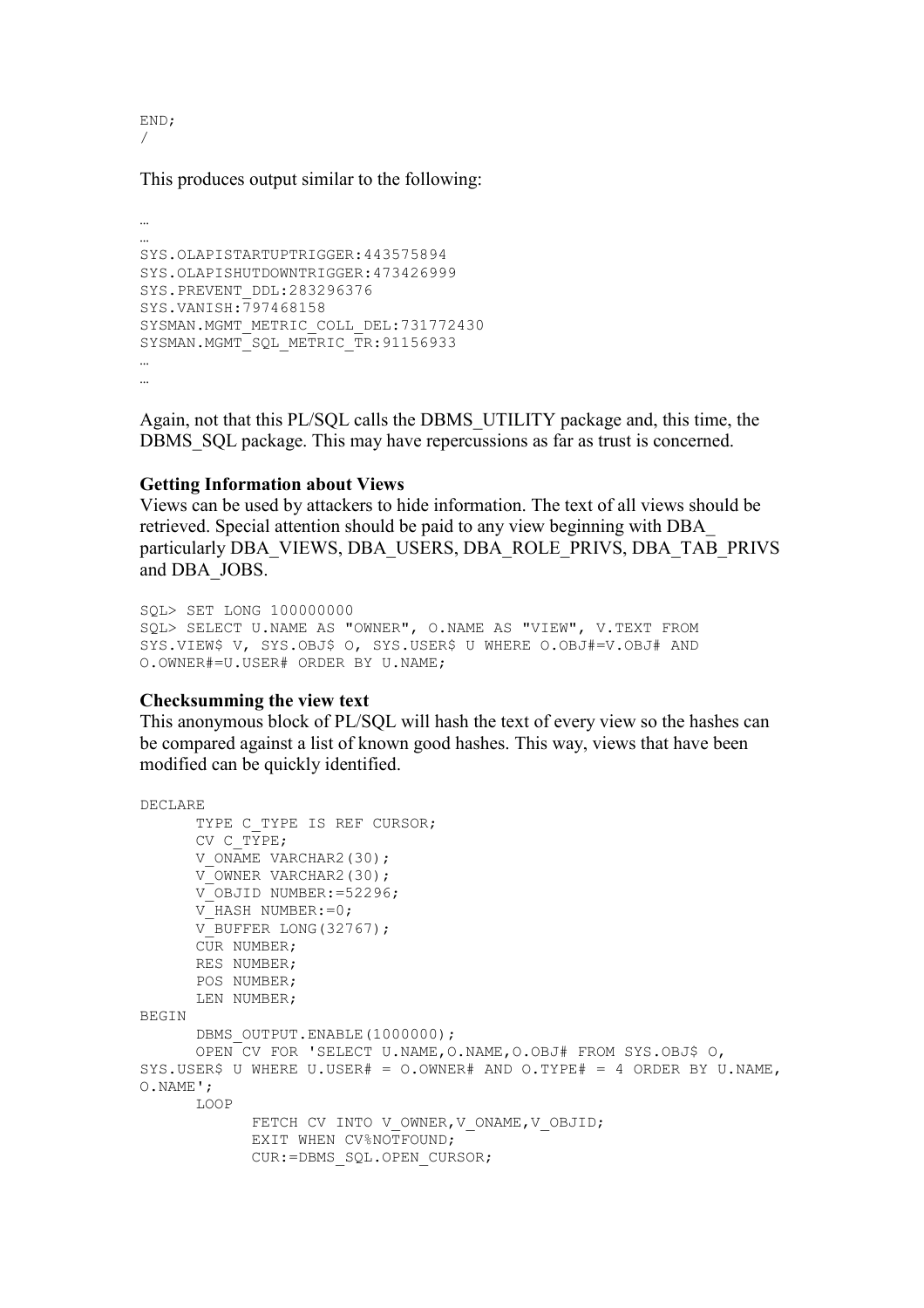```
END;
/
```

This produces output similar to the following:

```
…
…
SYS.OLAPISTARTUPTRIGGER:443575894
SYS.OLAPISHUTDOWNTRIGGER:473426999
SYS.PREVENT_DDL:283296376
SYS.VANISH:797468158
SYSMAN.MGMT_METRIC_COLL_DEL:731772430
SYSMAN.MGMT_SQL_METRIC_TR:91156933
…
…
```

Again, not that this PL/SQL calls the DBMS_UTILITY package and, this time, the DBMS_SQL package. This may have repercussions as far as trust is concerned.

**Getting Information about Views**

Views can be used by attackers to hide information. The text of all views should be retrieved. Special attention should be paid to any view beginning with DBA_ particularly DBA_VIEWS, DBA_USERS, DBA_ROLE_PRIVS, DBA_TAB_PRIVS and DBA_JOBS.

```
SQL> SET LONG 100000000
SQL> SELECT U.NAME AS "OWNER", O.NAME AS "VIEW", V.TEXT FROM
SYS.VIEW$ V, SYS.OBJ$ O, SYS.USER$ U WHERE O.OBJ#=V.OBJ# AND
O.OWNER#=U.USER# ORDER BY U.NAME;
```

**Checksumming the view text**

This anonymous block of PL/SQL will hash the text of every view so the hashes can be compared against a list of known good hashes. This way, views that have been modified can be quickly identified.

```
DECLARE
      TYPE C_TYPE IS REF CURSOR;
      CV C_TYPE;
      V_ONAME VARCHAR2(30);
      V_OWNER VARCHAR2(30);
      V_OBJID NUMBER:=52296;
      V_HASH NUMBER:=0;
      V_BUFFER LONG(32767);
      CUR NUMBER;
      RES NUMBER;
      POS NUMBER;
      LEN NUMBER;
BEGIN
      DBMS_OUTPUT.ENABLE(1000000);
      OPEN CV FOR 'SELECT U.NAME,O.NAME,O.OBJ# FROM SYS.OBJ$ O,
SYS.USER$ U WHERE U.USER# = O.OWNER# AND O.TYPE# = 4 ORDER BY U.NAME,
O.NAME';
      LOOP
            FETCH CV INTO V_OWNER,V_ONAME,V_OBJID;
            EXIT WHEN CV%NOTFOUND;
            CUR:=DBMS_SQL.OPEN_CURSOR;
```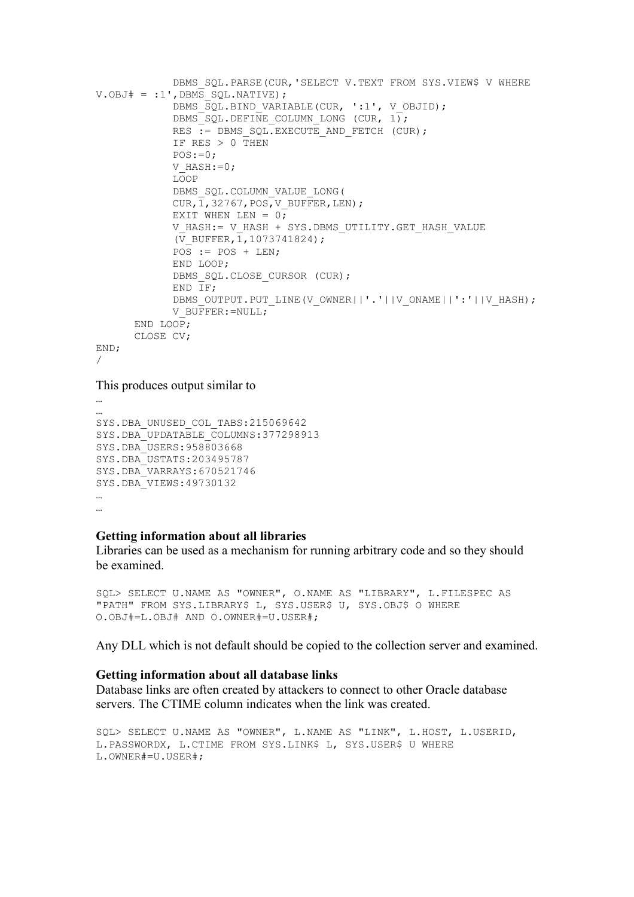```
            DBMS_SQL.PARSE(CUR,'SELECT V.TEXT FROM SYS.VIEW$ V WHERE
V.OBJ# = :1',DBMS_SQL.NATIVE);
            DBMS_SQL.BIND_VARIABLE(CUR, ':1', V_OBJID);
            DBMS_SQL.DEFINE_COLUMN_LONG (CUR, 1);
            RES := DBMS_SQL.EXECUTE_AND_FETCH (CUR);
            IF RES > 0 THEN
            POS:=0;
            V_HASH:=0;
            LOOP
            DBMS_SQL.COLUMN_VALUE_LONG(
            CUR,1,32767,POS,V_BUFFER,LEN);
            EXIT WHEN LEN = 0;
            V_HASH:= V_HASH + SYS.DBMS_UTILITY.GET_HASH_VALUE
            (V_BUFFER,1,1073741824);
            POS := POS + LEN;
            END LOOP;
            DBMS_SQL.CLOSE_CURSOR (CUR);
            END IF;
            DBMS_OUTPUT.PUT_LINE(V_OWNER||'.'||V_ONAME||':'||V_HASH);
            V_BUFFER:=NULL;
      END LOOP;
      CLOSE CV;
END;
/
```

This produces output similar to

```
…
…
SYS.DBA_UNUSED_COL_TABS:215069642
SYS.DBA_UPDATABLE_COLUMNS:377298913
SYS.DBA_USERS:958803668
SYS.DBA_USTATS:203495787
SYS.DBA_VARRAYS:670521746
SYS.DBA_VIEWS:49730132
…
…
```

**Getting information about all libraries**

Libraries can be used as a mechanism for running arbitrary code and so they should be examined.

```
SQL> SELECT U.NAME AS "OWNER", O.NAME AS "LIBRARY", L.FILESPEC AS
"PATH" FROM SYS.LIBRARY$ L, SYS.USER$ U, SYS.OBJ$ O WHERE
O.OBJ#=L.OBJ# AND O.OWNER#=U.USER#;
```

Any DLL which is not default should be copied to the collection server and examined.

**Getting information about all database links**

Database links are often created by attackers to connect to other Oracle database servers. The CTIME column indicates when the link was created.

```
SQL> SELECT U.NAME AS "OWNER", L.NAME AS "LINK", L.HOST, L.USERID,
L.PASSWORDX, L.CTIME FROM SYS.LINK$ L, SYS.USER$ U WHERE
L.OWNER#=U.USER#;
```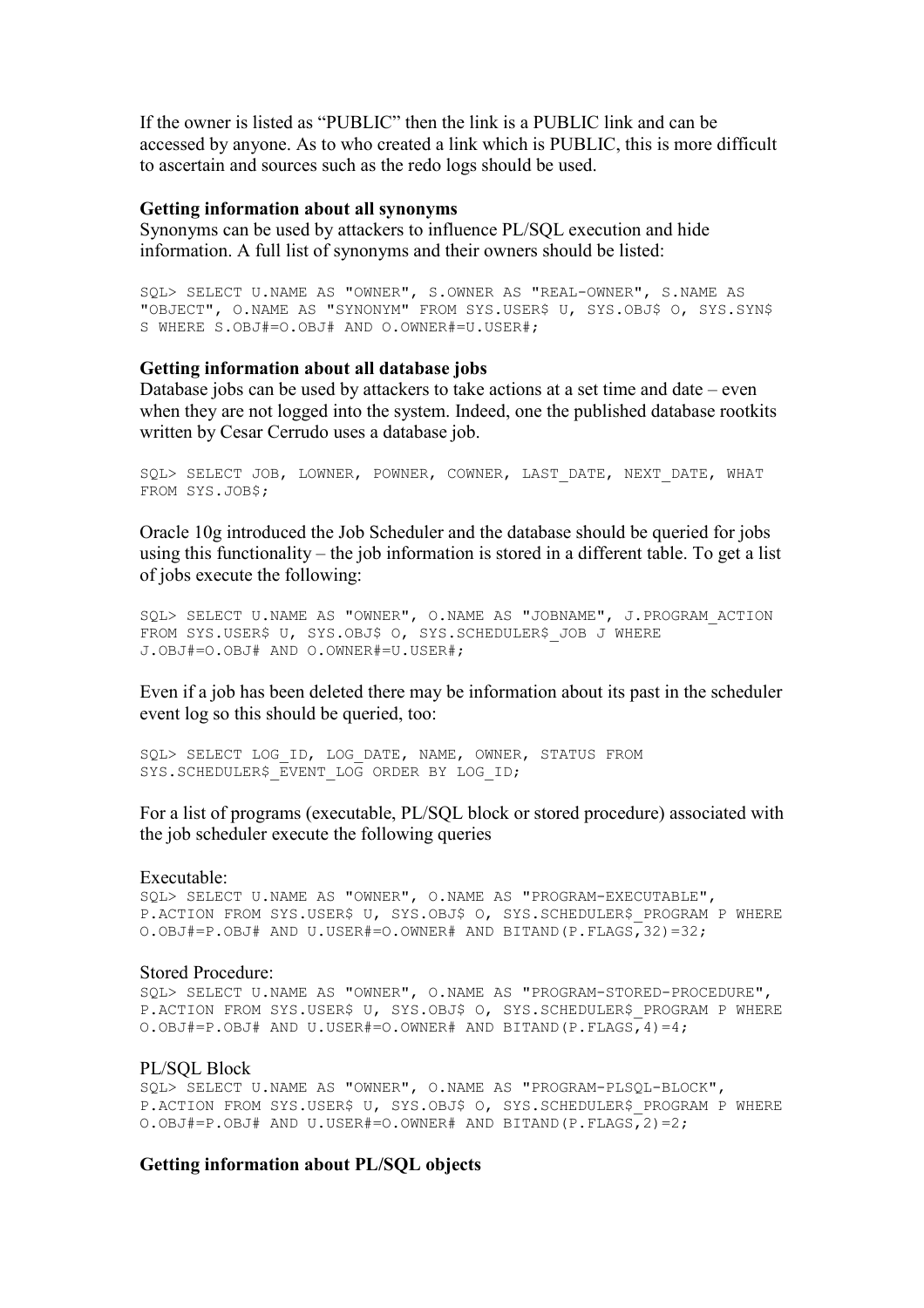If the owner is listed as "PUBLIC" then the link is a PUBLIC link and can be accessed by anyone. As to who created a link which is PUBLIC, this is more difficult to ascertain and sources such as the redo logs should be used.

**Getting information about all synonyms**

Synonyms can be used by attackers to influence PL/SQL execution and hide information. A full list of synonyms and their owners should be listed:

```
SQL> SELECT U.NAME AS "OWNER", S.OWNER AS "REAL-OWNER", S.NAME AS
"OBJECT", O.NAME AS "SYNONYM" FROM SYS.USER$ U, SYS.OBJ$ O, SYS.SYN$
S WHERE S.OBJ#=O.OBJ# AND O.OWNER#=U.USER#;
```

**Getting information about all database jobs**

Database jobs can be used by attackers to take actions at a set time and date – even when they are not logged into the system. Indeed, one the published database rootkits written by Cesar Cerrudo uses a database job.

```
SQL> SELECT JOB, LOWNER, POWNER, COWNER, LAST_DATE, NEXT_DATE, WHAT
FROM SYS.JOB$;
```

Oracle 10g introduced the Job Scheduler and the database should be queried for jobs using this functionality – the job information is stored in a different table. To get a list of jobs execute the following:

```
SQL> SELECT U.NAME AS "OWNER", O.NAME AS "JOBNAME", J.PROGRAM_ACTION
FROM SYS.USER$ U, SYS.OBJ$ O, SYS.SCHEDULER$_JOB J WHERE
J.OBJ#=O.OBJ# AND O.OWNER#=U.USER#;
```

Even if a job has been deleted there may be information about its past in the scheduler event log so this should be queried, too:

```
SQL> SELECT LOG_ID, LOG_DATE, NAME, OWNER, STATUS FROM
SYS.SCHEDULER$_EVENT_LOG ORDER BY LOG_ID;
```

For a list of programs (executable, PL/SQL block or stored procedure) associated with the job scheduler execute the following queries

Executable:

```
SQL> SELECT U.NAME AS "OWNER", O.NAME AS "PROGRAM-EXECUTABLE",
P.ACTION FROM SYS.USER$ U, SYS.OBJ$ O, SYS.SCHEDULER$_PROGRAM P WHERE
O.OBJ#=P.OBJ# AND U.USER#=O.OWNER# AND BITAND(P.FLAGS,32)=32;
```

Stored Procedure:

```
SQL> SELECT U.NAME AS "OWNER", O.NAME AS "PROGRAM-STORED-PROCEDURE",
P.ACTION FROM SYS.USER$ U, SYS.OBJ$ O, SYS.SCHEDULER$_PROGRAM P WHERE
O.OBJ#=P.OBJ# AND U.USER#=O.OWNER# AND BITAND(P.FLAGS,4)=4;
```

PL/SQL Block

```
SQL> SELECT U.NAME AS "OWNER", O.NAME AS "PROGRAM-PLSQL-BLOCK",
P.ACTION FROM SYS.USER$ U, SYS.OBJ$ O, SYS.SCHEDULER$_PROGRAM P WHERE
O.OBJ#=P.OBJ# AND U.USER#=O.OWNER# AND BITAND(P.FLAGS,2)=2;
```

**Getting information about PL/SQL objects**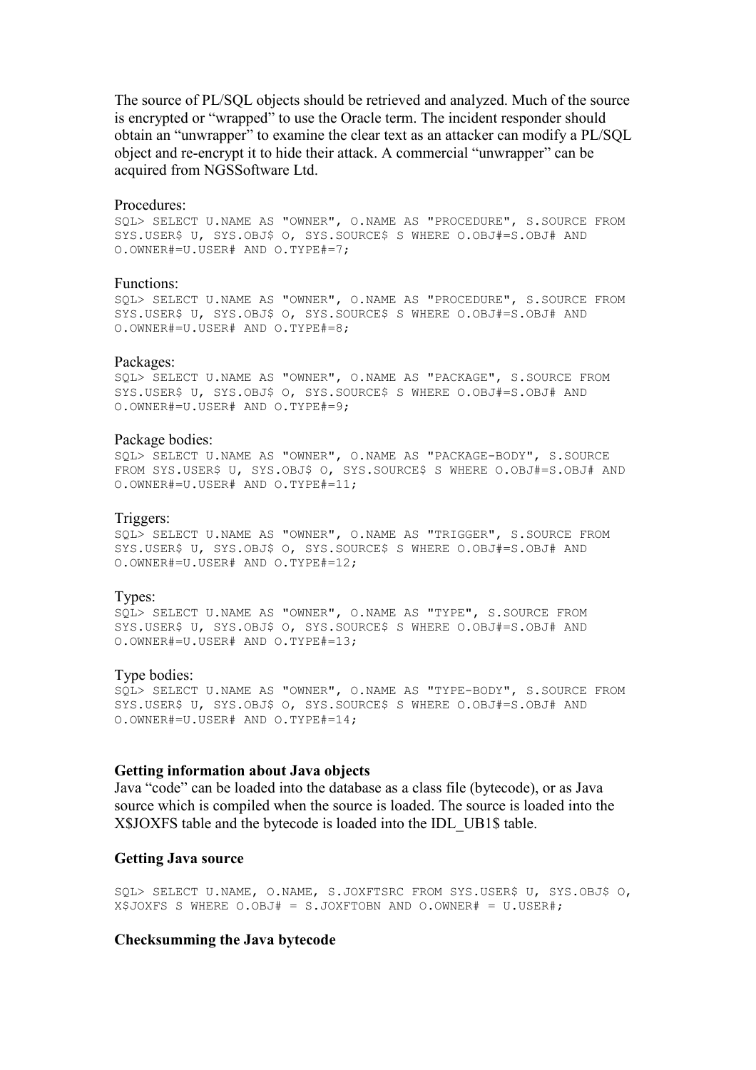The source of PL/SQL objects should be retrieved and analyzed. Much of the source is encrypted or "wrapped" to use the Oracle term. The incident responder should obtain an "unwrapper" to examine the clear text as an attacker can modify a PL/SQL object and re-encrypt it to hide their attack. A commercial "unwrapper" can be acquired from NGSSoftware Ltd.

Procedures:

```
SQL> SELECT U.NAME AS "OWNER", O.NAME AS "PROCEDURE", S.SOURCE FROM
SYS.USER$ U, SYS.OBJ$ O, SYS.SOURCE$ S WHERE O.OBJ#=S.OBJ# AND
O.OWNER#=U.USER# AND O.TYPE#=7;
```

Functions:

```
SQL> SELECT U.NAME AS "OWNER", O.NAME AS "PROCEDURE", S.SOURCE FROM
SYS.USER$ U, SYS.OBJ$ O, SYS.SOURCE$ S WHERE O.OBJ#=S.OBJ# AND
O.OWNER#=U.USER# AND O.TYPE#=8;
```

Packages:

```
SQL> SELECT U.NAME AS "OWNER", O.NAME AS "PACKAGE", S.SOURCE FROM
SYS.USER$ U, SYS.OBJ$ O, SYS.SOURCE$ S WHERE O.OBJ#=S.OBJ# AND
O.OWNER#=U.USER# AND O.TYPE#=9;
```

Package bodies:

```
SQL> SELECT U.NAME AS "OWNER", O.NAME AS "PACKAGE-BODY", S.SOURCE
FROM SYS.USER$ U, SYS.OBJ$ O, SYS.SOURCE$ S WHERE O.OBJ#=S.OBJ# AND
O.OWNER#=U.USER# AND O.TYPE#=11;
```

Triggers:

```
SQL> SELECT U.NAME AS "OWNER", O.NAME AS "TRIGGER", S.SOURCE FROM
SYS.USER$ U, SYS.OBJ$ O, SYS.SOURCE$ S WHERE O.OBJ#=S.OBJ# AND
O.OWNER#=U.USER# AND O.TYPE#=12;
```

Types:

```
SQL> SELECT U.NAME AS "OWNER", O.NAME AS "TYPE", S.SOURCE FROM
SYS.USER$ U, SYS.OBJ$ O, SYS.SOURCE$ S WHERE O.OBJ#=S.OBJ# AND
O.OWNER#=U.USER# AND O.TYPE#=13;
```

Type bodies:

```
SQL> SELECT U.NAME AS "OWNER", O.NAME AS "TYPE-BODY", S.SOURCE FROM
SYS.USER$ U, SYS.OBJ$ O, SYS.SOURCE$ S WHERE O.OBJ#=S.OBJ# AND
O.OWNER#=U.USER# AND O.TYPE#=14;
```

**Getting information about Java objects**

Java "code" can be loaded into the database as a class file (bytecode), or as Java source which is compiled when the source is loaded. The source is loaded into the X$JOXFS table and the bytecode is loaded into the IDL_UB1$ table.

**Getting Java source**

```
SQL> SELECT U.NAME, O.NAME, S.JOXFTSRC FROM SYS.USER$ U, SYS.OBJ$ O,
X$JOXFS S WHERE O.OBJ# = S.JOXFTOBN AND O.OWNER# = U.USER#;
```

**Checksumming the Java bytecode**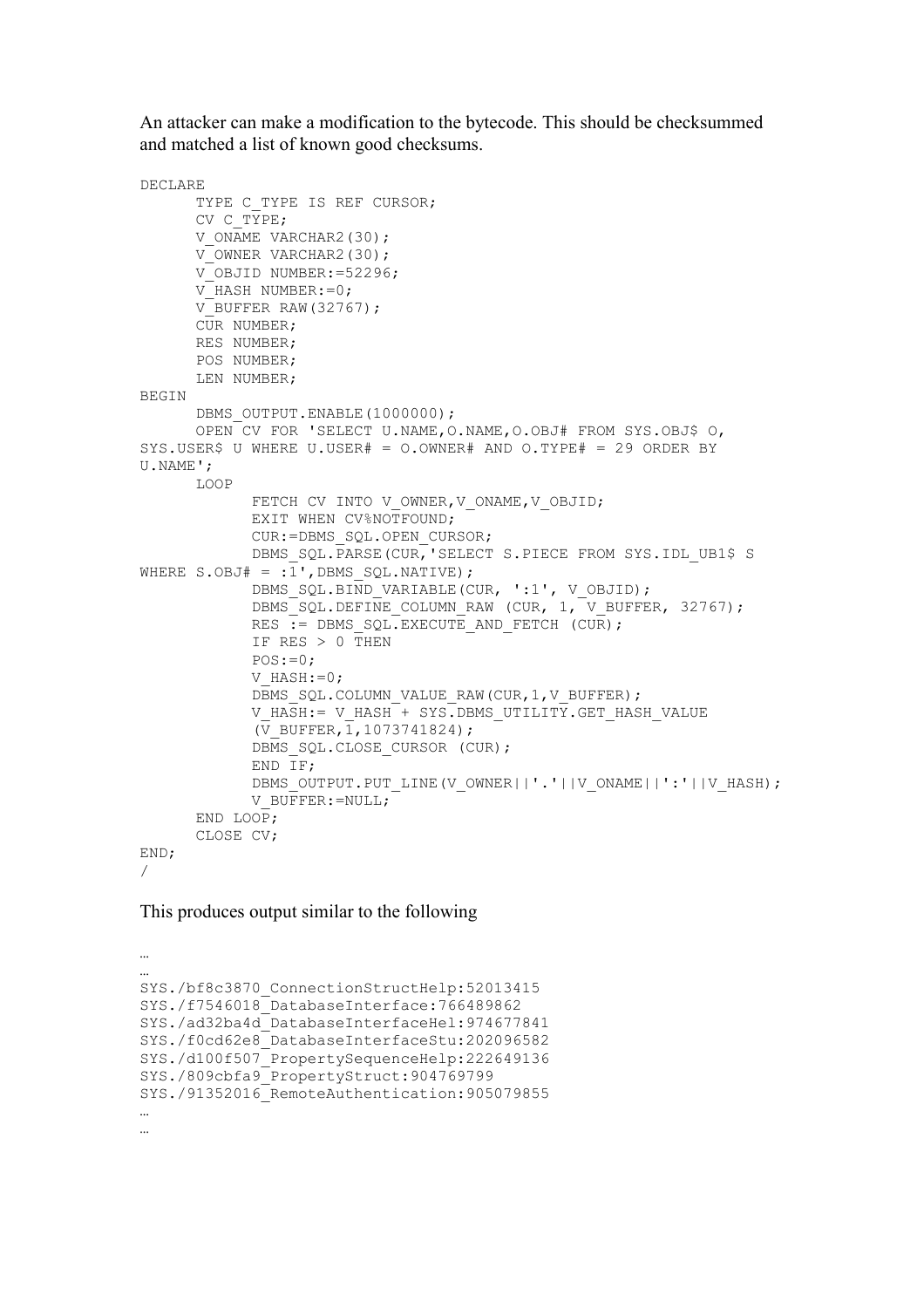An attacker can make a modification to the bytecode. This should be checksummed and matched a list of known good checksums.

```
DECLARE
      TYPE C_TYPE IS REF CURSOR;
      CV C_TYPE;
      V_ONAME VARCHAR2(30);
      V_OWNER VARCHAR2(30);
      V_OBJID NUMBER:=52296;
      V_HASH NUMBER:=0;
      V_BUFFER RAW(32767);
      CUR NUMBER;
      RES NUMBER;
      POS NUMBER;
      LEN NUMBER;
BEGIN
      DBMS_OUTPUT.ENABLE(1000000);
      OPEN CV FOR 'SELECT U.NAME,O.NAME,O.OBJ# FROM SYS.OBJ$ O,
SYS.USER$ U WHERE U.USER# = O.OWNER# AND O.TYPE# = 29 ORDER BY
U.NAME';
      LOOP
            FETCH CV INTO V_OWNER,V_ONAME,V_OBJID;
            EXIT WHEN CV%NOTFOUND;
            CUR:=DBMS_SQL.OPEN_CURSOR;
            DBMS_SQL.PARSE(CUR,'SELECT S.PIECE FROM SYS.IDL_UB1$ S
WHERE S.OBJ# = :1',DBMS_SQL.NATIVE);
            DBMS_SQL.BIND_VARIABLE(CUR, ':1', V_OBJID);
            DBMS_SQL.DEFINE_COLUMN_RAW (CUR, 1, V_BUFFER, 32767);
            RES := DBMS_SQL.EXECUTE_AND_FETCH (CUR);
            IF RES > 0 THEN
            POS:=0;
            V_HASH:=0;
            DBMS_SQL.COLUMN_VALUE_RAW(CUR,1,V_BUFFER);
            V_HASH:= V_HASH + SYS.DBMS_UTILITY.GET_HASH_VALUE
            (V_BUFFER,1,1073741824);
            DBMS_SQL.CLOSE_CURSOR (CUR);
            END IF;
            DBMS_OUTPUT.PUT_LINE(V_OWNER||'.'||V_ONAME||':'||V_HASH);
            V_BUFFER:=NULL;
      END LOOP;
      CLOSE CV;
END;
/
```

This produces output similar to the following

```
…
…
SYS./bf8c3870_ConnectionStructHelp:52013415
SYS./f7546018_DatabaseInterface:766489862
SYS./ad32ba4d_DatabaseInterfaceHel:974677841
SYS./f0cd62e8_DatabaseInterfaceStu:202096582
SYS./d100f507_PropertySequenceHelp:222649136
SYS./809cbfa9_PropertyStruct:904769799
SYS./91352016_RemoteAuthentication:905079855
…
…
```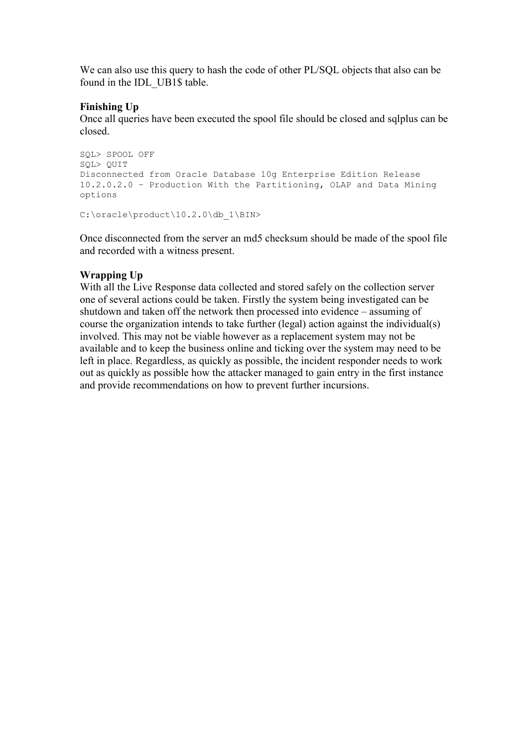We can also use this query to hash the code of other PL/SQL objects that also can be found in the IDL_UB1$ table.

**Finishing Up**

Once all queries have been executed the spool file should be closed and sqlplus can be closed.

```
SQL> SPOOL OFF
SQL> QUIT
Disconnected from Oracle Database 10g Enterprise Edition Release
10.2.0.2.0 - Production With the Partitioning, OLAP and Data Mining
options

C:\oracle\product\10.2.0\db_1\BIN>
```

Once disconnected from the server an md5 checksum should be made of the spool file and recorded with a witness present.

**Wrapping Up**

With all the Live Response data collected and stored safely on the collection server one of several actions could be taken. Firstly the system being investigated can be shutdown and taken off the network then processed into evidence – assuming of course the organization intends to take further (legal) action against the individual(s) involved. This may not be viable however as a replacement system may not be available and to keep the business online and ticking over the system may need to be left in place. Regardless, as quickly as possible, the incident responder needs to work out as quickly as possible how the attacker managed to gain entry in the first instance and provide recommendations on how to prevent further incursions.